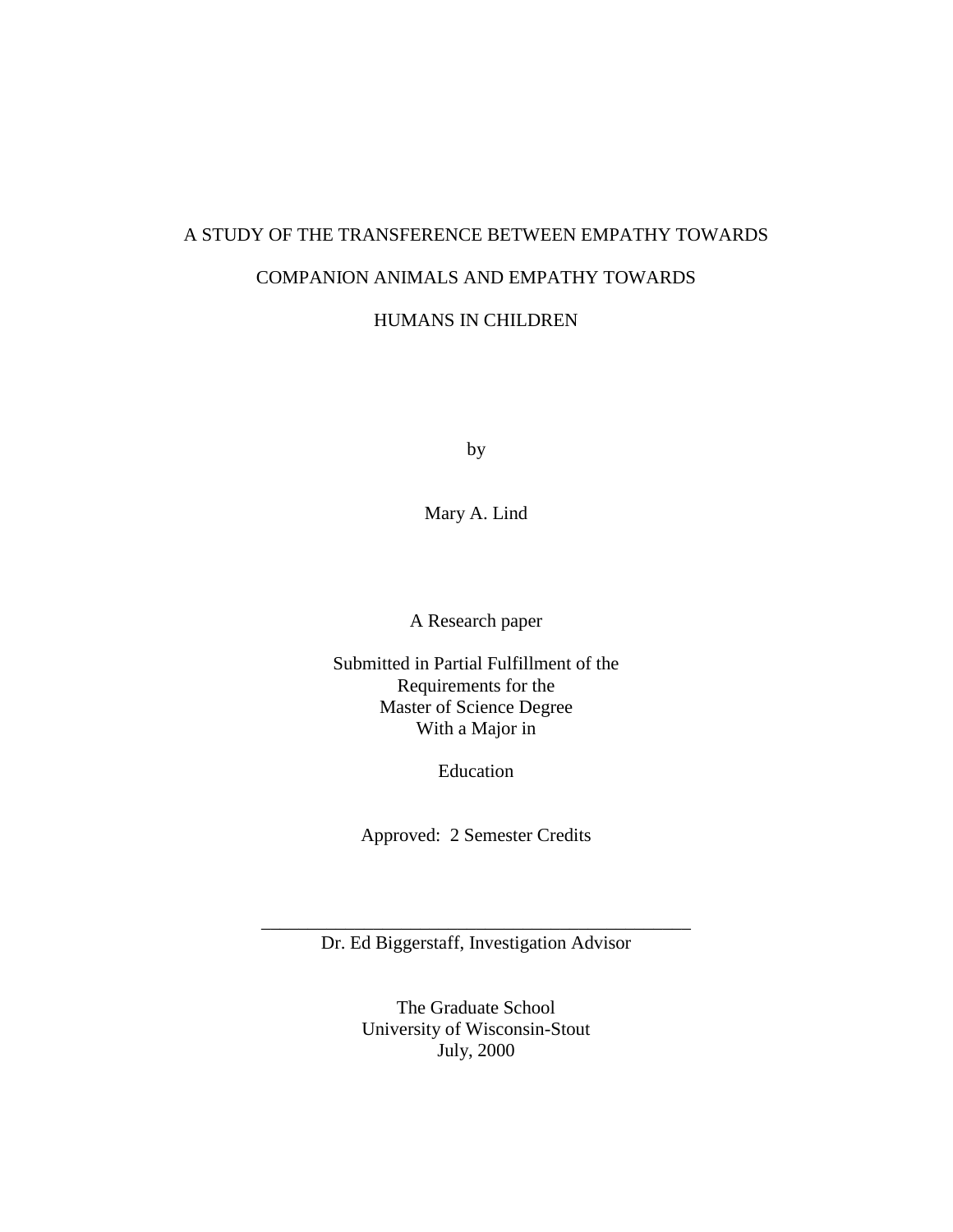# A STUDY OF THE TRANSFERENCE BETWEEN EMPATHY TOWARDS COMPANION ANIMALS AND EMPATHY TOWARDS HUMANS IN CHILDREN

by

Mary A. Lind

A Research paper

Submitted in Partial Fulfillment of the
Requirements for the
Master of Science Degree
With a Major in

Education

Approved: 2 Semester Credits

______________________________________________
Dr. Ed Biggerstaff, Investigation Advisor

The Graduate School
University of Wisconsin-Stout
July, 2000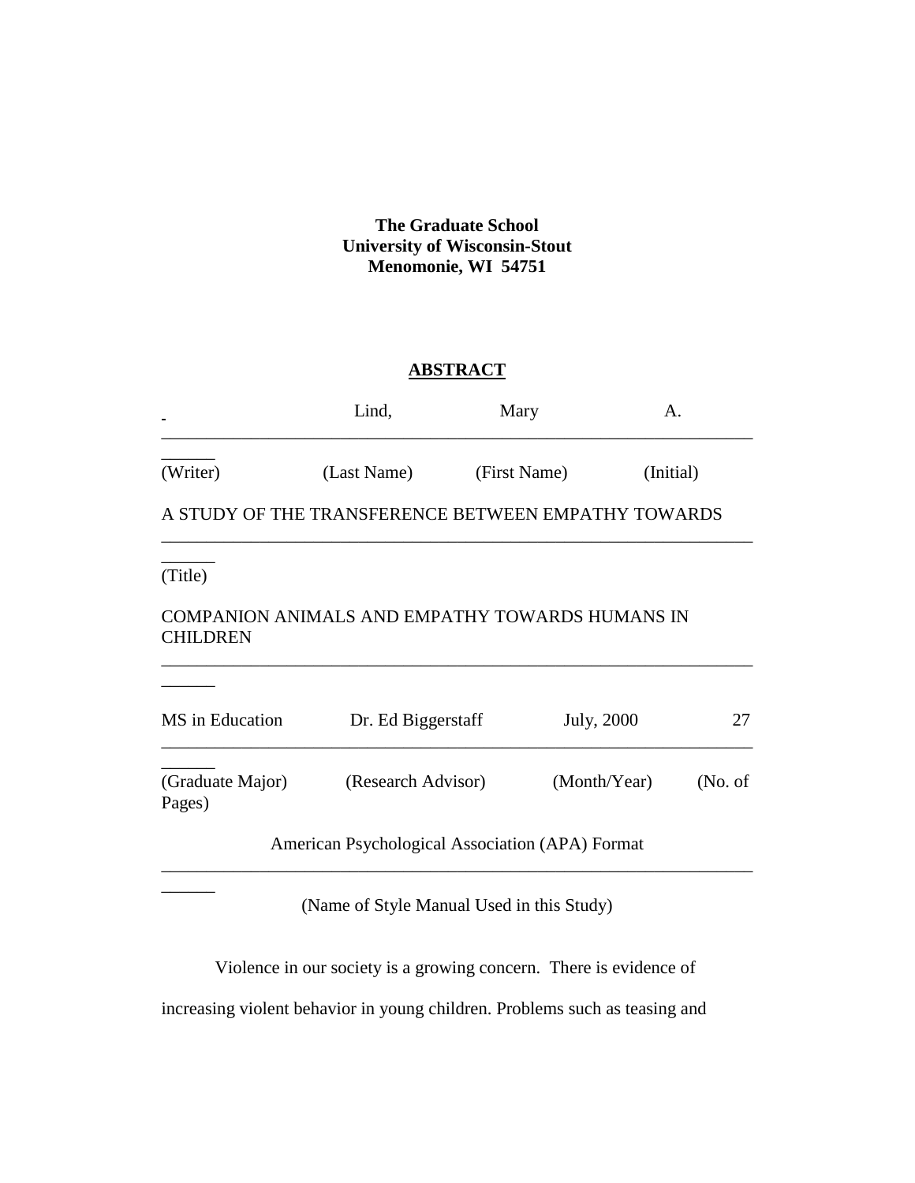**The Graduate School**
**University of Wisconsin-Stout**
**Menomonie, WI 54751**

**ABSTRACT**

| | Lind, | Mary | A. |
|---|---|---|---|
| (Writer) | (Last Name) | (First Name) | (Initial) |

A STUDY OF THE TRANSFERENCE BETWEEN EMPATHY TOWARDS

(Title)

COMPANION ANIMALS AND EMPATHY TOWARDS HUMANS IN CHILDREN

| MS in Education | Dr. Ed Biggerstaff | July, 2000 | 27 |
|---|---|---|---|
| (Graduate Major) | (Research Advisor) | (Month/Year) | (No. of Pages) |

American Psychological Association (APA) Format

(Name of Style Manual Used in this Study)

Violence in our society is a growing concern. There is evidence of increasing violent behavior in young children. Problems such as teasing and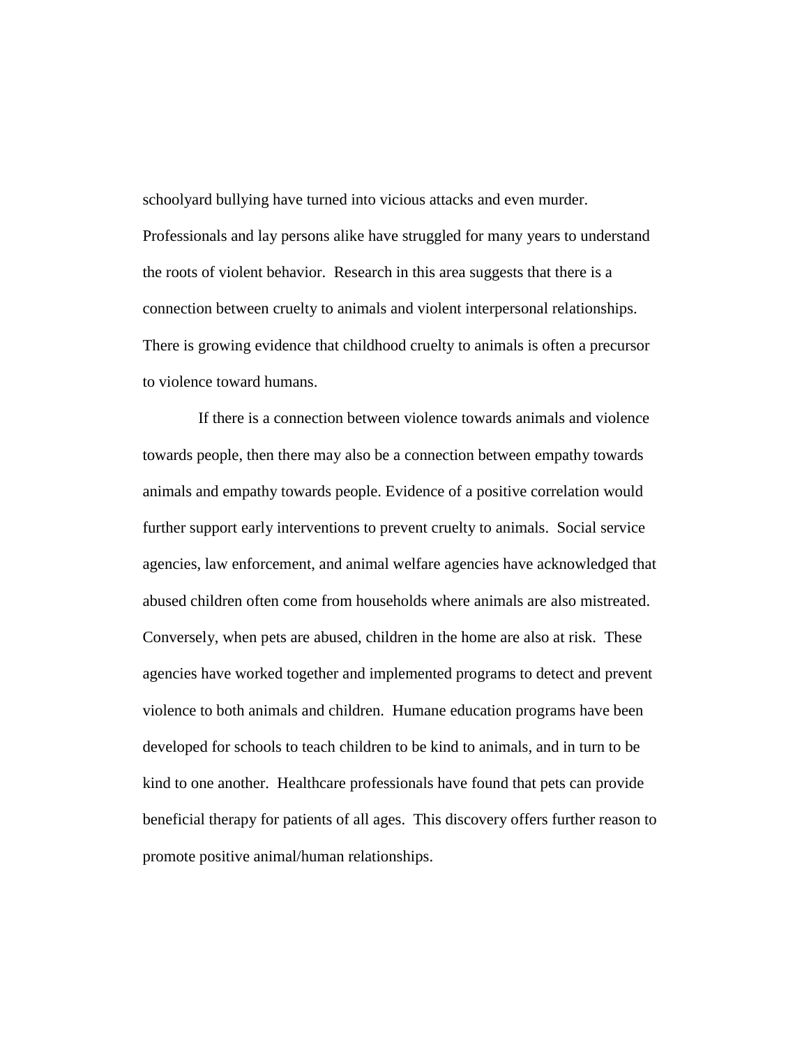schoolyard bullying have turned into vicious attacks and even murder. Professionals and lay persons alike have struggled for many years to understand the roots of violent behavior. Research in this area suggests that there is a connection between cruelty to animals and violent interpersonal relationships. There is growing evidence that childhood cruelty to animals is often a precursor to violence toward humans.

If there is a connection between violence towards animals and violence towards people, then there may also be a connection between empathy towards animals and empathy towards people. Evidence of a positive correlation would further support early interventions to prevent cruelty to animals. Social service agencies, law enforcement, and animal welfare agencies have acknowledged that abused children often come from households where animals are also mistreated. Conversely, when pets are abused, children in the home are also at risk. These agencies have worked together and implemented programs to detect and prevent violence to both animals and children. Humane education programs have been developed for schools to teach children to be kind to animals, and in turn to be kind to one another. Healthcare professionals have found that pets can provide beneficial therapy for patients of all ages. This discovery offers further reason to promote positive animal/human relationships.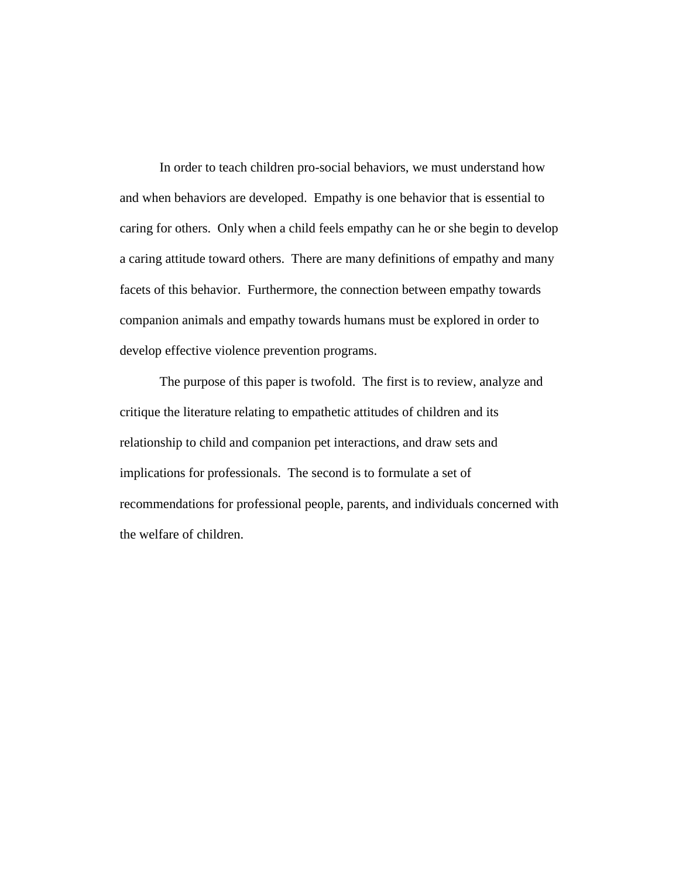In order to teach children pro-social behaviors, we must understand how and when behaviors are developed.  Empathy is one behavior that is essential to caring for others.  Only when a child feels empathy can he or she begin to develop a caring attitude toward others.  There are many definitions of empathy and many facets of this behavior.  Furthermore, the connection between empathy towards companion animals and empathy towards humans must be explored in order to develop effective violence prevention programs.

The purpose of this paper is twofold.  The first is to review, analyze and critique the literature relating to empathetic attitudes of children and its relationship to child and companion pet interactions, and draw sets and implications for professionals.  The second is to formulate a set of recommendations for professional people, parents, and individuals concerned with the welfare of children.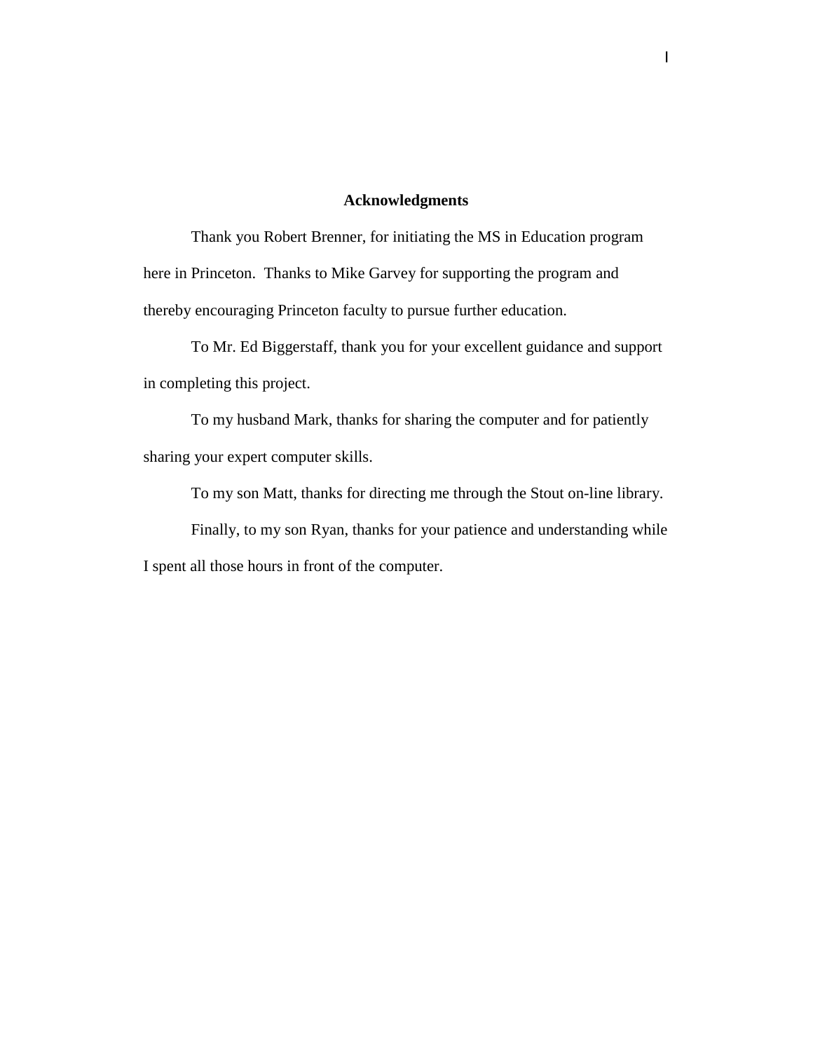## Acknowledgments

Thank you Robert Brenner, for initiating the MS in Education program here in Princeton. Thanks to Mike Garvey for supporting the program and thereby encouraging Princeton faculty to pursue further education.

To Mr. Ed Biggerstaff, thank you for your excellent guidance and support in completing this project.

To my husband Mark, thanks for sharing the computer and for patiently sharing your expert computer skills.

To my son Matt, thanks for directing me through the Stout on-line library.

Finally, to my son Ryan, thanks for your patience and understanding while I spent all those hours in front of the computer.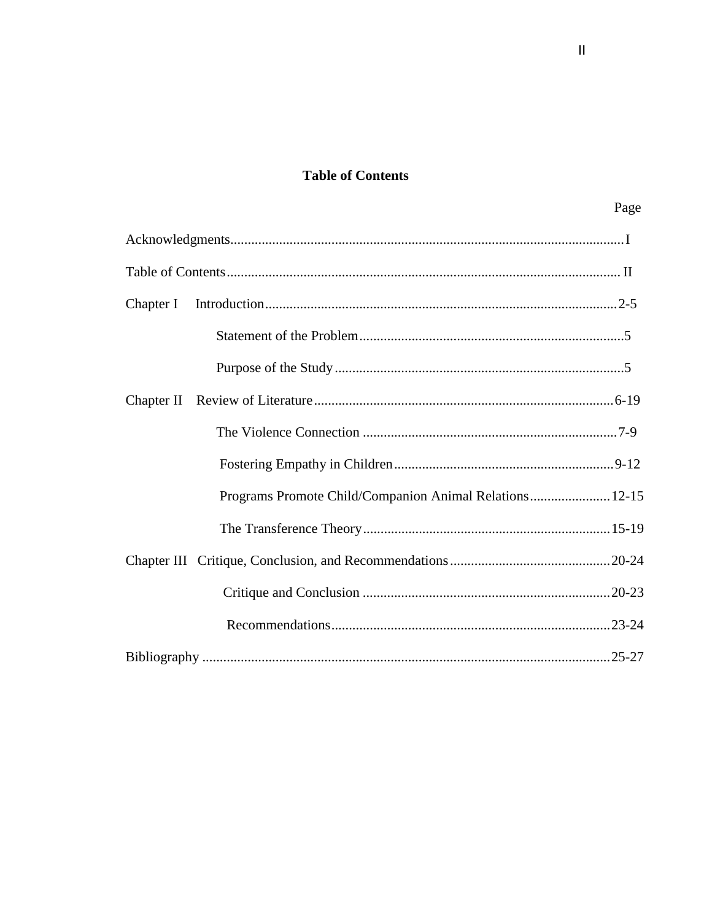## Table of Contents

| | Page |
|---|---|
| Acknowledgments | I |
| Table of Contents | II |
| Chapter I Introduction | 2-5 |
| Statement of the Problem | 5 |
| Purpose of the Study | 5 |
| Chapter II Review of Literature | 6-19 |
| The Violence Connection | 7-9 |
| Fostering Empathy in Children | 9-12 |
| Programs Promote Child/Companion Animal Relations | 12-15 |
| The Transference Theory | 15-19 |
| Chapter III Critique, Conclusion, and Recommendations | 20-24 |
| Critique and Conclusion | 20-23 |
| Recommendations | 23-24 |
| Bibliography | 25-27 |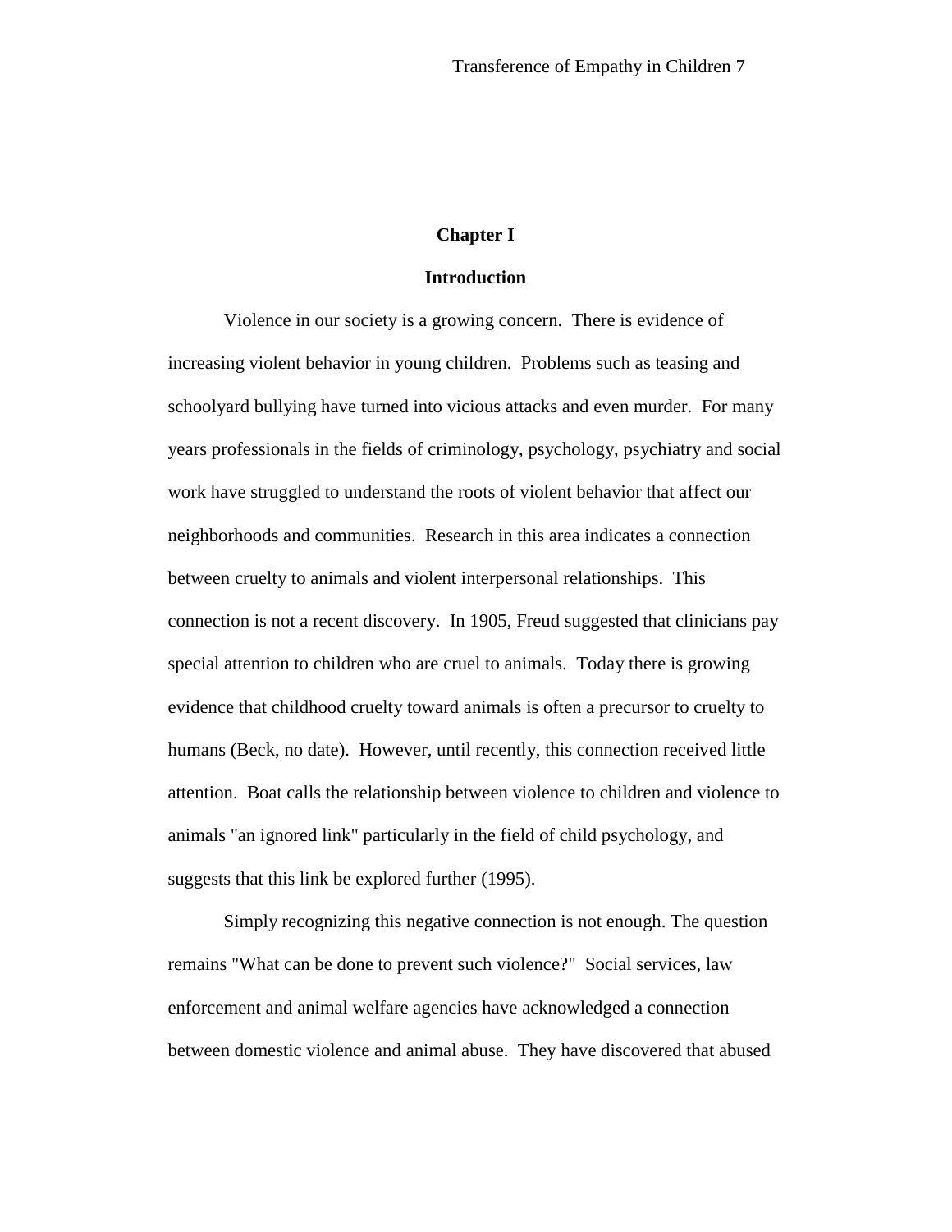# Chapter I

## Introduction

Violence in our society is a growing concern. There is evidence of increasing violent behavior in young children. Problems such as teasing and schoolyard bullying have turned into vicious attacks and even murder. For many years professionals in the fields of criminology, psychology, psychiatry and social work have struggled to understand the roots of violent behavior that affect our neighborhoods and communities. Research in this area indicates a connection between cruelty to animals and violent interpersonal relationships. This connection is not a recent discovery. In 1905, Freud suggested that clinicians pay special attention to children who are cruel to animals. Today there is growing evidence that childhood cruelty toward animals is often a precursor to cruelty to humans (Beck, no date). However, until recently, this connection received little attention. Boat calls the relationship between violence to children and violence to animals "an ignored link" particularly in the field of child psychology, and suggests that this link be explored further (1995).

Simply recognizing this negative connection is not enough. The question remains "What can be done to prevent such violence?" Social services, law enforcement and animal welfare agencies have acknowledged a connection between domestic violence and animal abuse. They have discovered that abused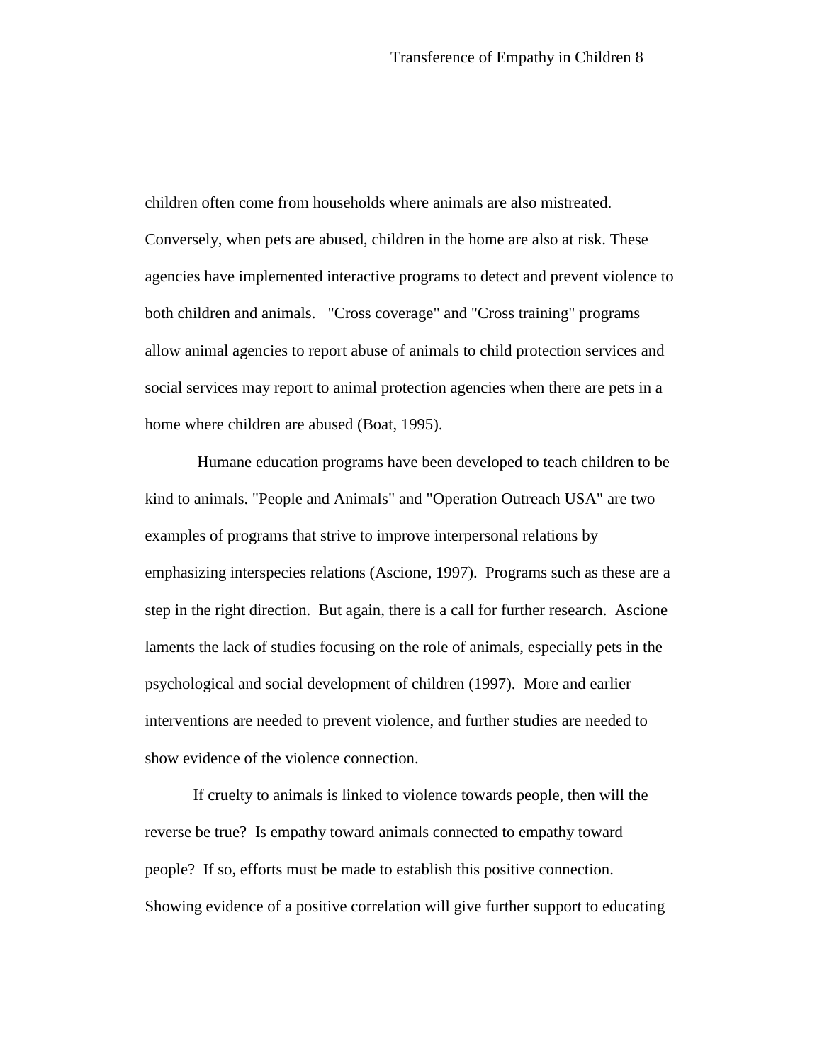children often come from households where animals are also mistreated. Conversely, when pets are abused, children in the home are also at risk. These agencies have implemented interactive programs to detect and prevent violence to both children and animals. "Cross coverage" and "Cross training" programs allow animal agencies to report abuse of animals to child protection services and social services may report to animal protection agencies when there are pets in a home where children are abused (Boat, 1995).

Humane education programs have been developed to teach children to be kind to animals. "People and Animals" and "Operation Outreach USA" are two examples of programs that strive to improve interpersonal relations by emphasizing interspecies relations (Ascione, 1997). Programs such as these are a step in the right direction. But again, there is a call for further research. Ascione laments the lack of studies focusing on the role of animals, especially pets in the psychological and social development of children (1997). More and earlier interventions are needed to prevent violence, and further studies are needed to show evidence of the violence connection.

If cruelty to animals is linked to violence towards people, then will the reverse be true? Is empathy toward animals connected to empathy toward people? If so, efforts must be made to establish this positive connection. Showing evidence of a positive correlation will give further support to educating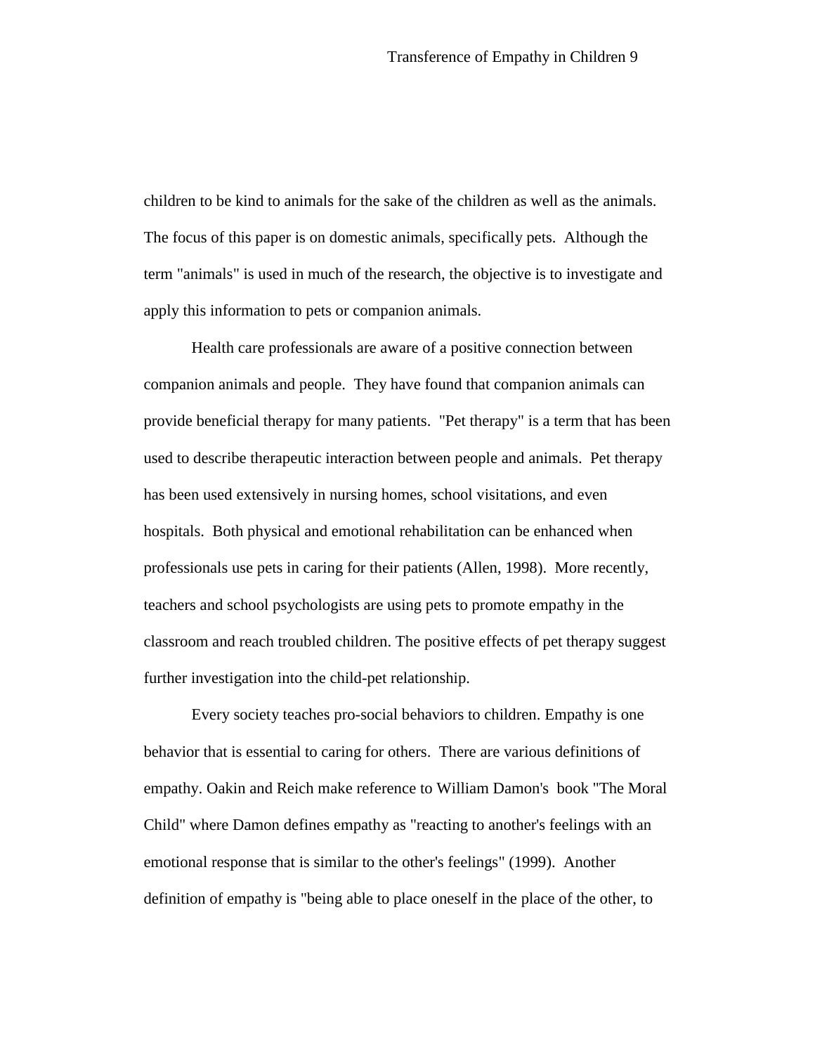children to be kind to animals for the sake of the children as well as the animals. The focus of this paper is on domestic animals, specifically pets. Although the term "animals" is used in much of the research, the objective is to investigate and apply this information to pets or companion animals.

Health care professionals are aware of a positive connection between companion animals and people. They have found that companion animals can provide beneficial therapy for many patients. "Pet therapy" is a term that has been used to describe therapeutic interaction between people and animals. Pet therapy has been used extensively in nursing homes, school visitations, and even hospitals. Both physical and emotional rehabilitation can be enhanced when professionals use pets in caring for their patients (Allen, 1998). More recently, teachers and school psychologists are using pets to promote empathy in the classroom and reach troubled children. The positive effects of pet therapy suggest further investigation into the child-pet relationship.

Every society teaches pro-social behaviors to children. Empathy is one behavior that is essential to caring for others. There are various definitions of empathy. Oakin and Reich make reference to William Damon's book "The Moral Child" where Damon defines empathy as "reacting to another's feelings with an emotional response that is similar to the other's feelings" (1999). Another definition of empathy is "being able to place oneself in the place of the other, to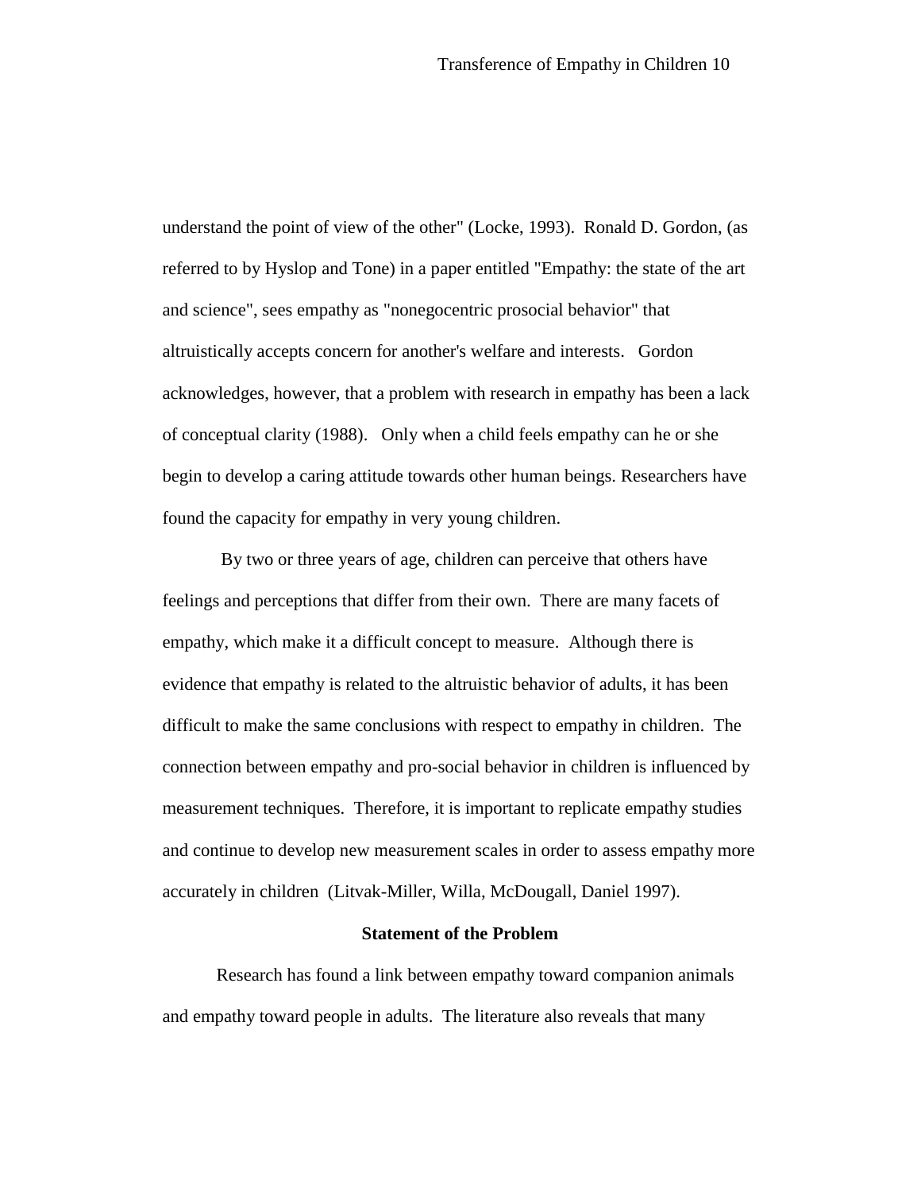understand the point of view of the other" (Locke, 1993). Ronald D. Gordon, (as referred to by Hyslop and Tone) in a paper entitled "Empathy: the state of the art and science", sees empathy as "nonegocentric prosocial behavior" that altruistically accepts concern for another's welfare and interests. Gordon acknowledges, however, that a problem with research in empathy has been a lack of conceptual clarity (1988). Only when a child feels empathy can he or she begin to develop a caring attitude towards other human beings. Researchers have found the capacity for empathy in very young children.

By two or three years of age, children can perceive that others have feelings and perceptions that differ from their own. There are many facets of empathy, which make it a difficult concept to measure. Although there is evidence that empathy is related to the altruistic behavior of adults, it has been difficult to make the same conclusions with respect to empathy in children. The connection between empathy and pro-social behavior in children is influenced by measurement techniques. Therefore, it is important to replicate empathy studies and continue to develop new measurement scales in order to assess empathy more accurately in children (Litvak-Miller, Willa, McDougall, Daniel 1997).

**Statement of the Problem**

Research has found a link between empathy toward companion animals and empathy toward people in adults. The literature also reveals that many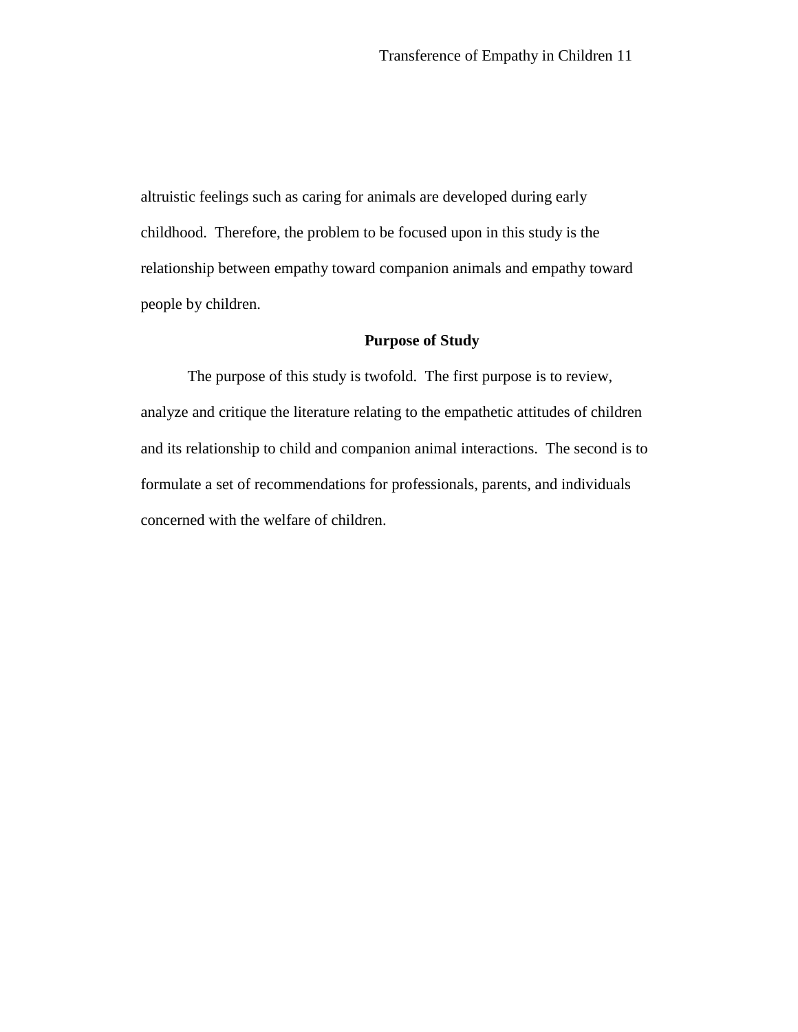altruistic feelings such as caring for animals are developed during early childhood. Therefore, the problem to be focused upon in this study is the relationship between empathy toward companion animals and empathy toward people by children.

## Purpose of Study

The purpose of this study is twofold. The first purpose is to review, analyze and critique the literature relating to the empathetic attitudes of children and its relationship to child and companion animal interactions. The second is to formulate a set of recommendations for professionals, parents, and individuals concerned with the welfare of children.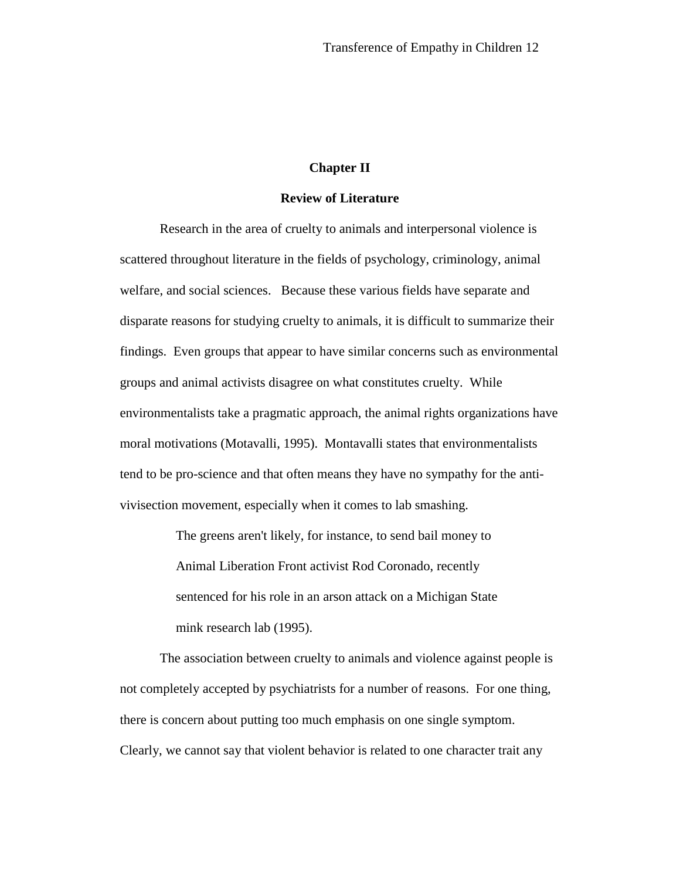# Chapter II

## Review of Literature

Research in the area of cruelty to animals and interpersonal violence is scattered throughout literature in the fields of psychology, criminology, animal welfare, and social sciences. Because these various fields have separate and disparate reasons for studying cruelty to animals, it is difficult to summarize their findings. Even groups that appear to have similar concerns such as environmental groups and animal activists disagree on what constitutes cruelty. While environmentalists take a pragmatic approach, the animal rights organizations have moral motivations (Motavalli, 1995). Montavalli states that environmentalists tend to be pro-science and that often means they have no sympathy for the anti-vivisection movement, especially when it comes to lab smashing.

> The greens aren't likely, for instance, to send bail money to Animal Liberation Front activist Rod Coronado, recently sentenced for his role in an arson attack on a Michigan State mink research lab (1995).

The association between cruelty to animals and violence against people is not completely accepted by psychiatrists for a number of reasons. For one thing, there is concern about putting too much emphasis on one single symptom. Clearly, we cannot say that violent behavior is related to one character trait any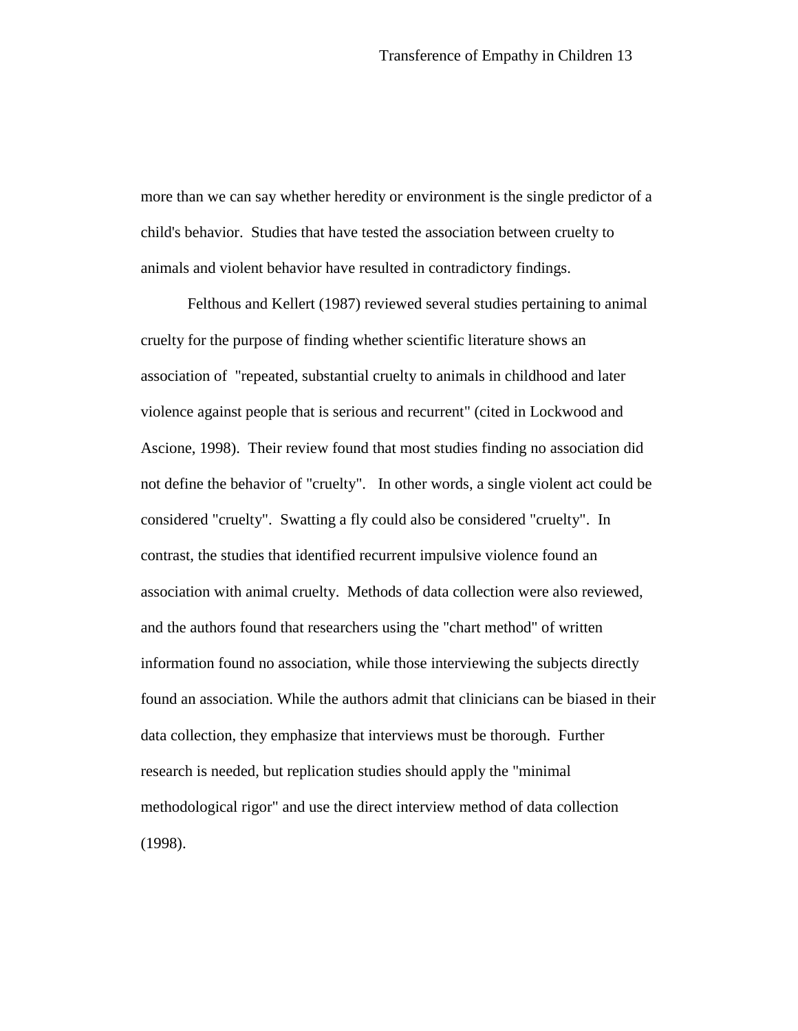more than we can say whether heredity or environment is the single predictor of a child's behavior. Studies that have tested the association between cruelty to animals and violent behavior have resulted in contradictory findings.

Felthous and Kellert (1987) reviewed several studies pertaining to animal cruelty for the purpose of finding whether scientific literature shows an association of "repeated, substantial cruelty to animals in childhood and later violence against people that is serious and recurrent" (cited in Lockwood and Ascione, 1998). Their review found that most studies finding no association did not define the behavior of "cruelty". In other words, a single violent act could be considered "cruelty". Swatting a fly could also be considered "cruelty". In contrast, the studies that identified recurrent impulsive violence found an association with animal cruelty. Methods of data collection were also reviewed, and the authors found that researchers using the "chart method" of written information found no association, while those interviewing the subjects directly found an association. While the authors admit that clinicians can be biased in their data collection, they emphasize that interviews must be thorough. Further research is needed, but replication studies should apply the "minimal methodological rigor" and use the direct interview method of data collection (1998).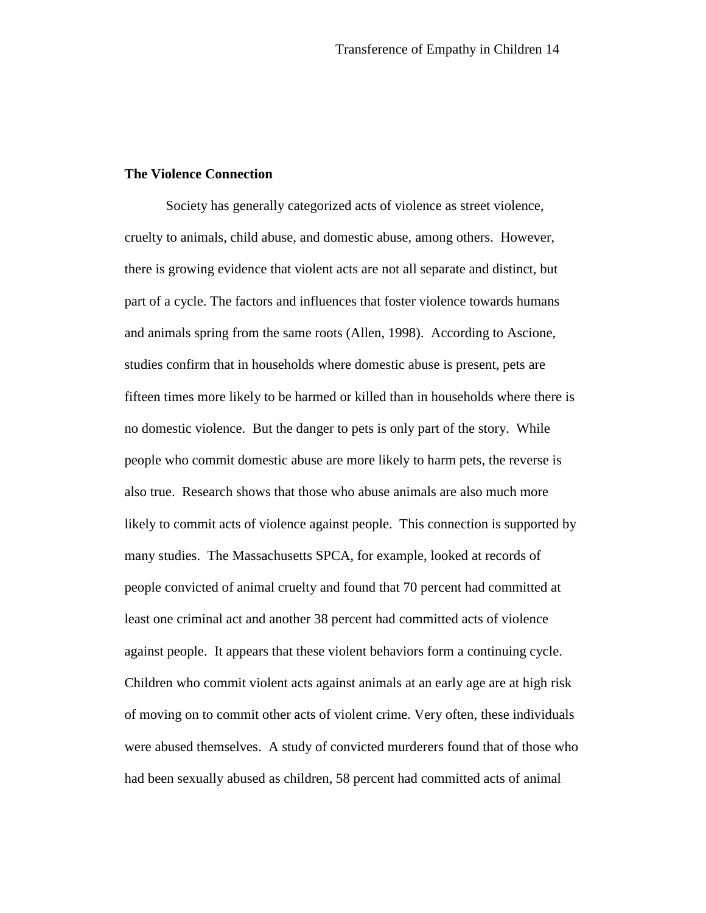**The Violence Connection**

Society has generally categorized acts of violence as street violence, cruelty to animals, child abuse, and domestic abuse, among others. However, there is growing evidence that violent acts are not all separate and distinct, but part of a cycle. The factors and influences that foster violence towards humans and animals spring from the same roots (Allen, 1998). According to Ascione, studies confirm that in households where domestic abuse is present, pets are fifteen times more likely to be harmed or killed than in households where there is no domestic violence. But the danger to pets is only part of the story. While people who commit domestic abuse are more likely to harm pets, the reverse is also true. Research shows that those who abuse animals are also much more likely to commit acts of violence against people. This connection is supported by many studies. The Massachusetts SPCA, for example, looked at records of people convicted of animal cruelty and found that 70 percent had committed at least one criminal act and another 38 percent had committed acts of violence against people. It appears that these violent behaviors form a continuing cycle. Children who commit violent acts against animals at an early age are at high risk of moving on to commit other acts of violent crime. Very often, these individuals were abused themselves. A study of convicted murderers found that of those who had been sexually abused as children, 58 percent had committed acts of animal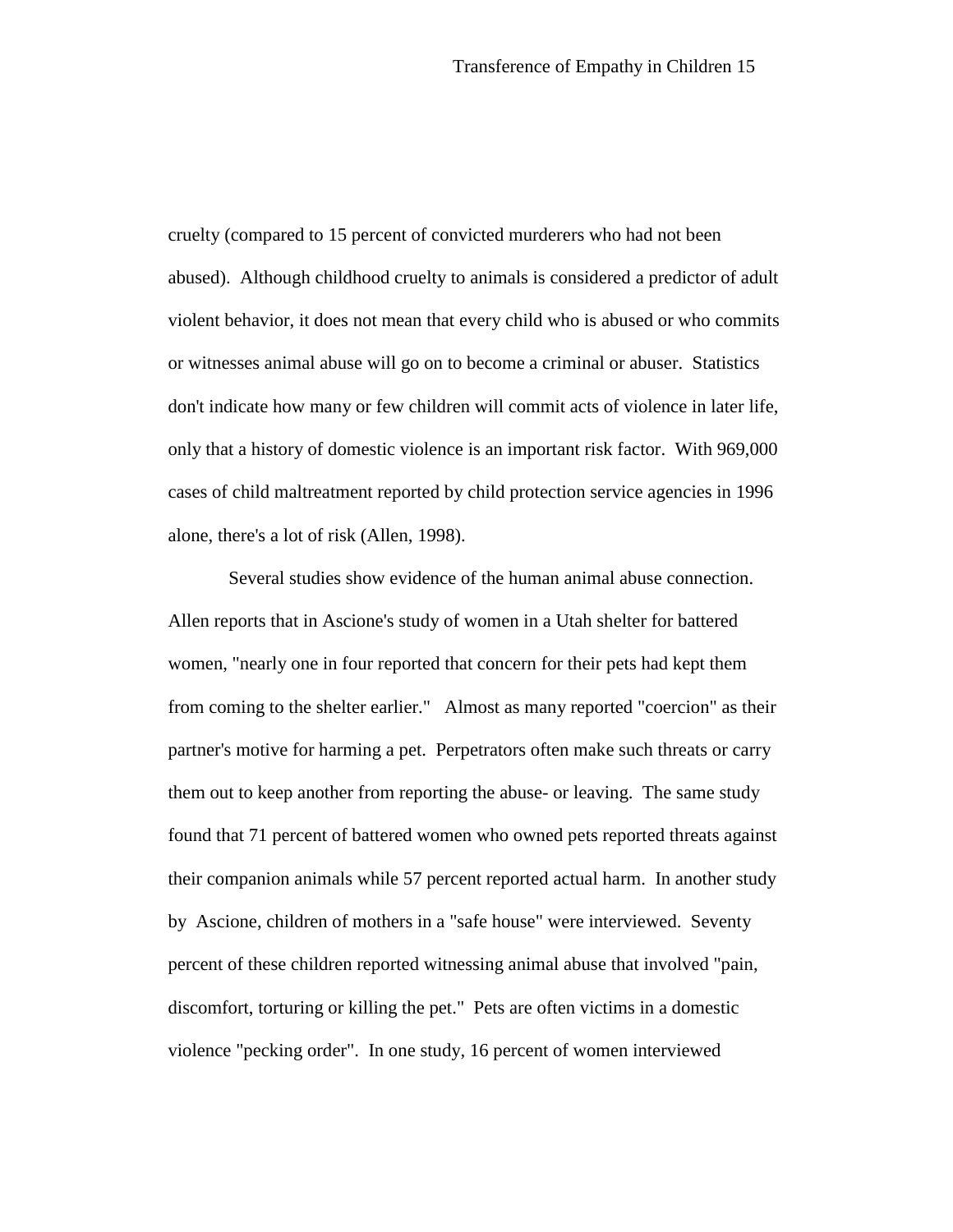cruelty (compared to 15 percent of convicted murderers who had not been abused). Although childhood cruelty to animals is considered a predictor of adult violent behavior, it does not mean that every child who is abused or who commits or witnesses animal abuse will go on to become a criminal or abuser. Statistics don't indicate how many or few children will commit acts of violence in later life, only that a history of domestic violence is an important risk factor. With 969,000 cases of child maltreatment reported by child protection service agencies in 1996 alone, there's a lot of risk (Allen, 1998).

Several studies show evidence of the human animal abuse connection. Allen reports that in Ascione's study of women in a Utah shelter for battered women, "nearly one in four reported that concern for their pets had kept them from coming to the shelter earlier." Almost as many reported "coercion" as their partner's motive for harming a pet. Perpetrators often make such threats or carry them out to keep another from reporting the abuse- or leaving. The same study found that 71 percent of battered women who owned pets reported threats against their companion animals while 57 percent reported actual harm. In another study by Ascione, children of mothers in a "safe house" were interviewed. Seventy percent of these children reported witnessing animal abuse that involved "pain, discomfort, torturing or killing the pet." Pets are often victims in a domestic violence "pecking order". In one study, 16 percent of women interviewed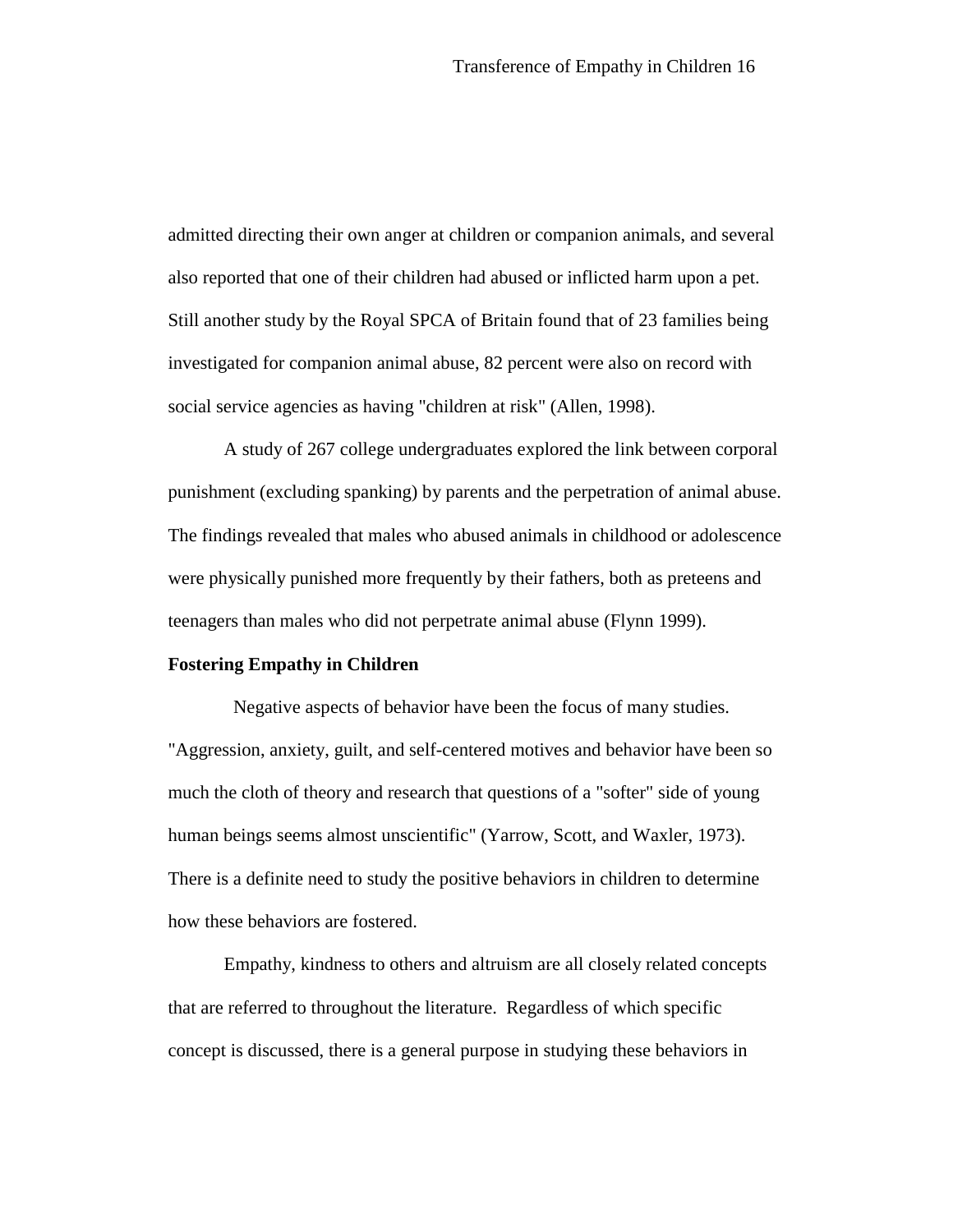admitted directing their own anger at children or companion animals, and several also reported that one of their children had abused or inflicted harm upon a pet. Still another study by the Royal SPCA of Britain found that of 23 families being investigated for companion animal abuse, 82 percent were also on record with social service agencies as having "children at risk" (Allen, 1998).

A study of 267 college undergraduates explored the link between corporal punishment (excluding spanking) by parents and the perpetration of animal abuse. The findings revealed that males who abused animals in childhood or adolescence were physically punished more frequently by their fathers, both as preteens and teenagers than males who did not perpetrate animal abuse (Flynn 1999).

**Fostering Empathy in Children**

Negative aspects of behavior have been the focus of many studies. "Aggression, anxiety, guilt, and self-centered motives and behavior have been so much the cloth of theory and research that questions of a "softer" side of young human beings seems almost unscientific" (Yarrow, Scott, and Waxler, 1973). There is a definite need to study the positive behaviors in children to determine how these behaviors are fostered.

Empathy, kindness to others and altruism are all closely related concepts that are referred to throughout the literature. Regardless of which specific concept is discussed, there is a general purpose in studying these behaviors in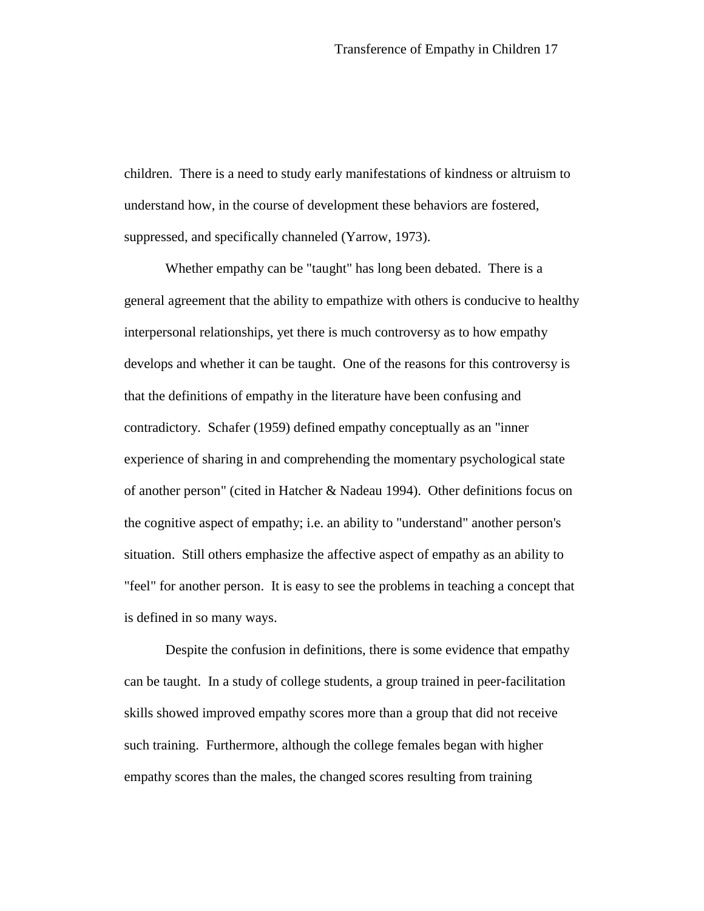children. There is a need to study early manifestations of kindness or altruism to understand how, in the course of development these behaviors are fostered, suppressed, and specifically channeled (Yarrow, 1973).

Whether empathy can be "taught" has long been debated. There is a general agreement that the ability to empathize with others is conducive to healthy interpersonal relationships, yet there is much controversy as to how empathy develops and whether it can be taught. One of the reasons for this controversy is that the definitions of empathy in the literature have been confusing and contradictory. Schafer (1959) defined empathy conceptually as an "inner experience of sharing in and comprehending the momentary psychological state of another person" (cited in Hatcher & Nadeau 1994). Other definitions focus on the cognitive aspect of empathy; i.e. an ability to "understand" another person's situation. Still others emphasize the affective aspect of empathy as an ability to "feel" for another person. It is easy to see the problems in teaching a concept that is defined in so many ways.

Despite the confusion in definitions, there is some evidence that empathy can be taught. In a study of college students, a group trained in peer-facilitation skills showed improved empathy scores more than a group that did not receive such training. Furthermore, although the college females began with higher empathy scores than the males, the changed scores resulting from training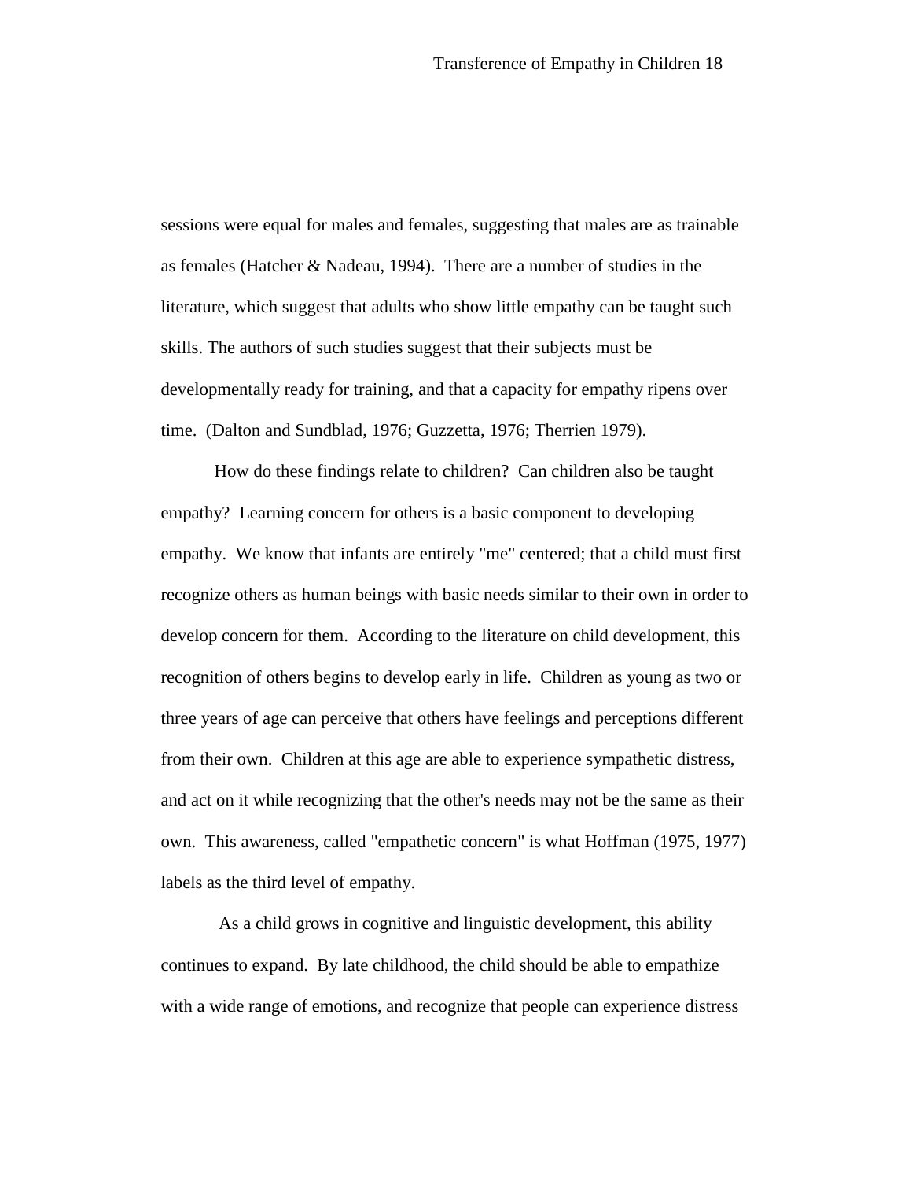sessions were equal for males and females, suggesting that males are as trainable as females (Hatcher & Nadeau, 1994). There are a number of studies in the literature, which suggest that adults who show little empathy can be taught such skills. The authors of such studies suggest that their subjects must be developmentally ready for training, and that a capacity for empathy ripens over time. (Dalton and Sundblad, 1976; Guzzetta, 1976; Therrien 1979).

How do these findings relate to children? Can children also be taught empathy? Learning concern for others is a basic component to developing empathy. We know that infants are entirely "me" centered; that a child must first recognize others as human beings with basic needs similar to their own in order to develop concern for them. According to the literature on child development, this recognition of others begins to develop early in life. Children as young as two or three years of age can perceive that others have feelings and perceptions different from their own. Children at this age are able to experience sympathetic distress, and act on it while recognizing that the other's needs may not be the same as their own. This awareness, called "empathetic concern" is what Hoffman (1975, 1977) labels as the third level of empathy.

As a child grows in cognitive and linguistic development, this ability continues to expand. By late childhood, the child should be able to empathize with a wide range of emotions, and recognize that people can experience distress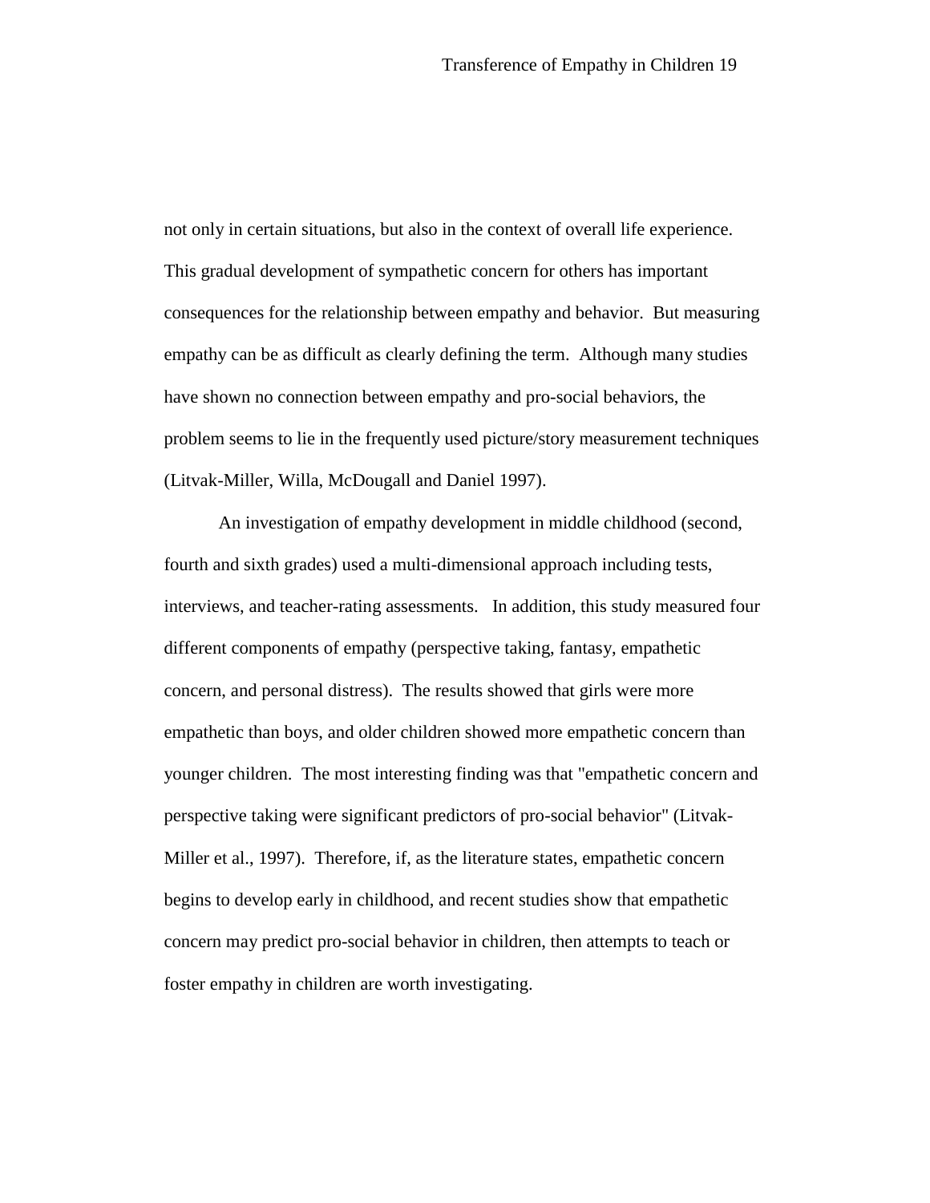not only in certain situations, but also in the context of overall life experience. This gradual development of sympathetic concern for others has important consequences for the relationship between empathy and behavior. But measuring empathy can be as difficult as clearly defining the term. Although many studies have shown no connection between empathy and pro-social behaviors, the problem seems to lie in the frequently used picture/story measurement techniques (Litvak-Miller, Willa, McDougall and Daniel 1997).

An investigation of empathy development in middle childhood (second, fourth and sixth grades) used a multi-dimensional approach including tests, interviews, and teacher-rating assessments. In addition, this study measured four different components of empathy (perspective taking, fantasy, empathetic concern, and personal distress). The results showed that girls were more empathetic than boys, and older children showed more empathetic concern than younger children. The most interesting finding was that "empathetic concern and perspective taking were significant predictors of pro-social behavior" (Litvak-Miller et al., 1997). Therefore, if, as the literature states, empathetic concern begins to develop early in childhood, and recent studies show that empathetic concern may predict pro-social behavior in children, then attempts to teach or foster empathy in children are worth investigating.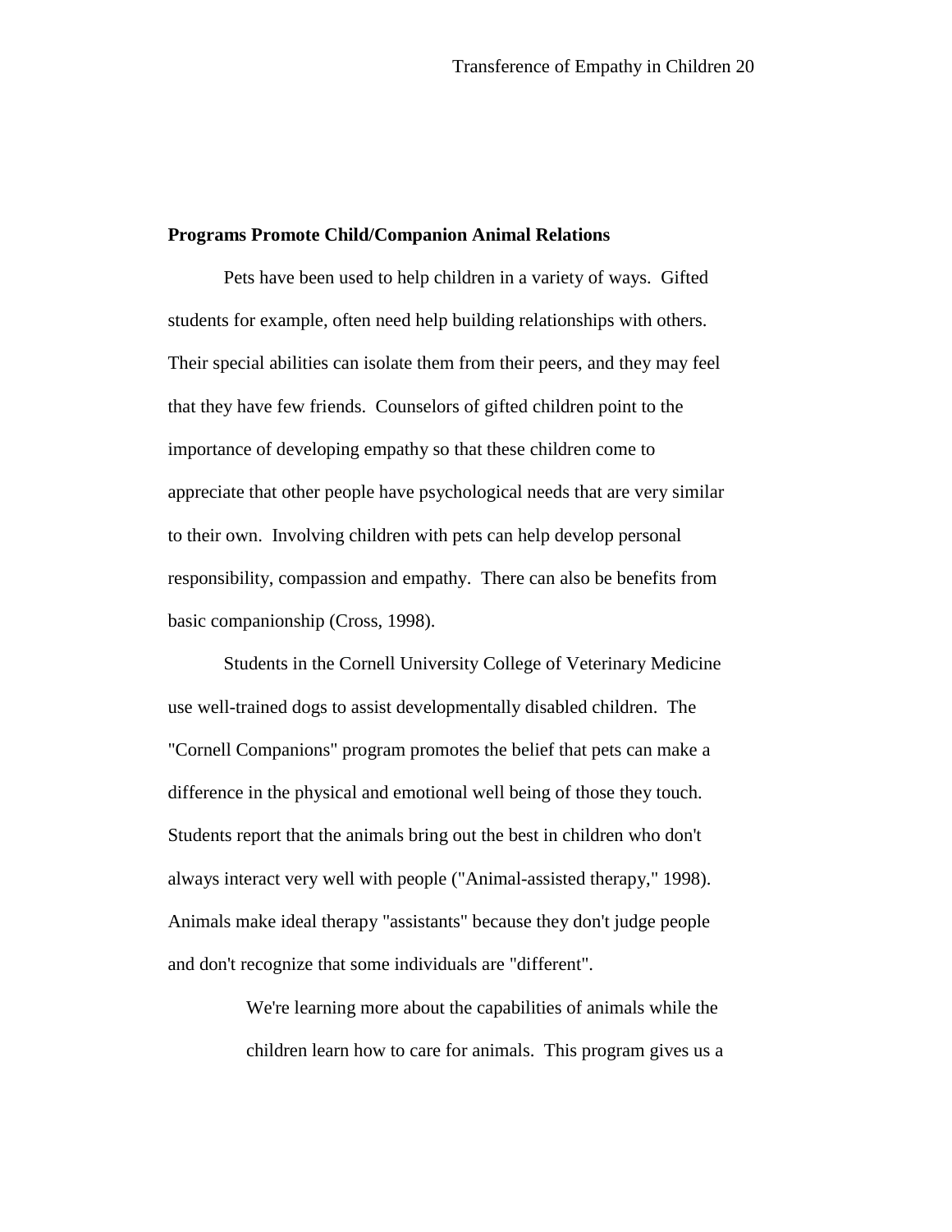**Programs Promote Child/Companion Animal Relations**

Pets have been used to help children in a variety of ways. Gifted students for example, often need help building relationships with others. Their special abilities can isolate them from their peers, and they may feel that they have few friends. Counselors of gifted children point to the importance of developing empathy so that these children come to appreciate that other people have psychological needs that are very similar to their own. Involving children with pets can help develop personal responsibility, compassion and empathy. There can also be benefits from basic companionship (Cross, 1998).

Students in the Cornell University College of Veterinary Medicine use well-trained dogs to assist developmentally disabled children. The "Cornell Companions" program promotes the belief that pets can make a difference in the physical and emotional well being of those they touch. Students report that the animals bring out the best in children who don't always interact very well with people ("Animal-assisted therapy," 1998). Animals make ideal therapy "assistants" because they don't judge people and don't recognize that some individuals are "different".

> We're learning more about the capabilities of animals while the children learn how to care for animals. This program gives us a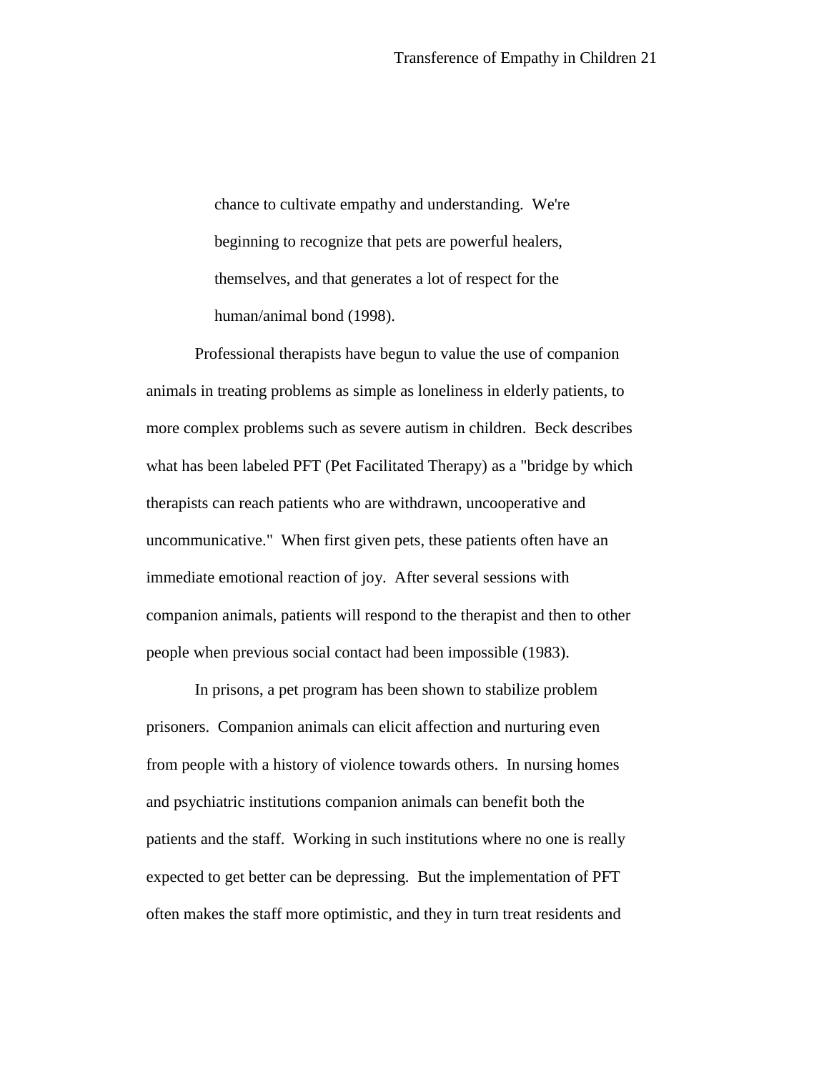> chance to cultivate empathy and understanding. We're beginning to recognize that pets are powerful healers, themselves, and that generates a lot of respect for the human/animal bond (1998).

Professional therapists have begun to value the use of companion animals in treating problems as simple as loneliness in elderly patients, to more complex problems such as severe autism in children. Beck describes what has been labeled PFT (Pet Facilitated Therapy) as a "bridge by which therapists can reach patients who are withdrawn, uncooperative and uncommunicative." When first given pets, these patients often have an immediate emotional reaction of joy. After several sessions with companion animals, patients will respond to the therapist and then to other people when previous social contact had been impossible (1983).

In prisons, a pet program has been shown to stabilize problem prisoners. Companion animals can elicit affection and nurturing even from people with a history of violence towards others. In nursing homes and psychiatric institutions companion animals can benefit both the patients and the staff. Working in such institutions where no one is really expected to get better can be depressing. But the implementation of PFT often makes the staff more optimistic, and they in turn treat residents and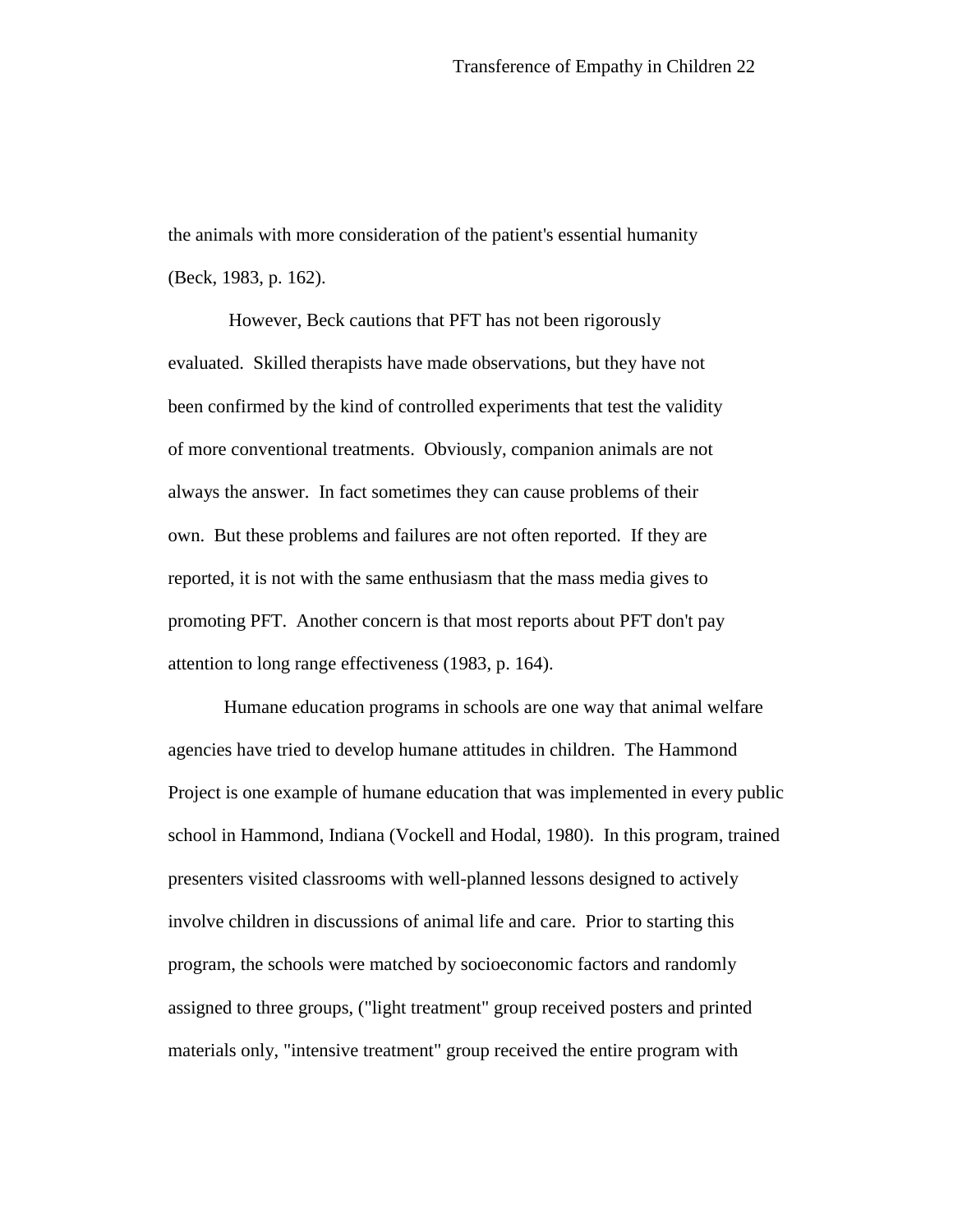the animals with more consideration of the patient's essential humanity (Beck, 1983, p. 162).

However, Beck cautions that PFT has not been rigorously evaluated. Skilled therapists have made observations, but they have not been confirmed by the kind of controlled experiments that test the validity of more conventional treatments. Obviously, companion animals are not always the answer. In fact sometimes they can cause problems of their own. But these problems and failures are not often reported. If they are reported, it is not with the same enthusiasm that the mass media gives to promoting PFT. Another concern is that most reports about PFT don't pay attention to long range effectiveness (1983, p. 164).

Humane education programs in schools are one way that animal welfare agencies have tried to develop humane attitudes in children. The Hammond Project is one example of humane education that was implemented in every public school in Hammond, Indiana (Vockell and Hodal, 1980). In this program, trained presenters visited classrooms with well-planned lessons designed to actively involve children in discussions of animal life and care. Prior to starting this program, the schools were matched by socioeconomic factors and randomly assigned to three groups, ("light treatment" group received posters and printed materials only, "intensive treatment" group received the entire program with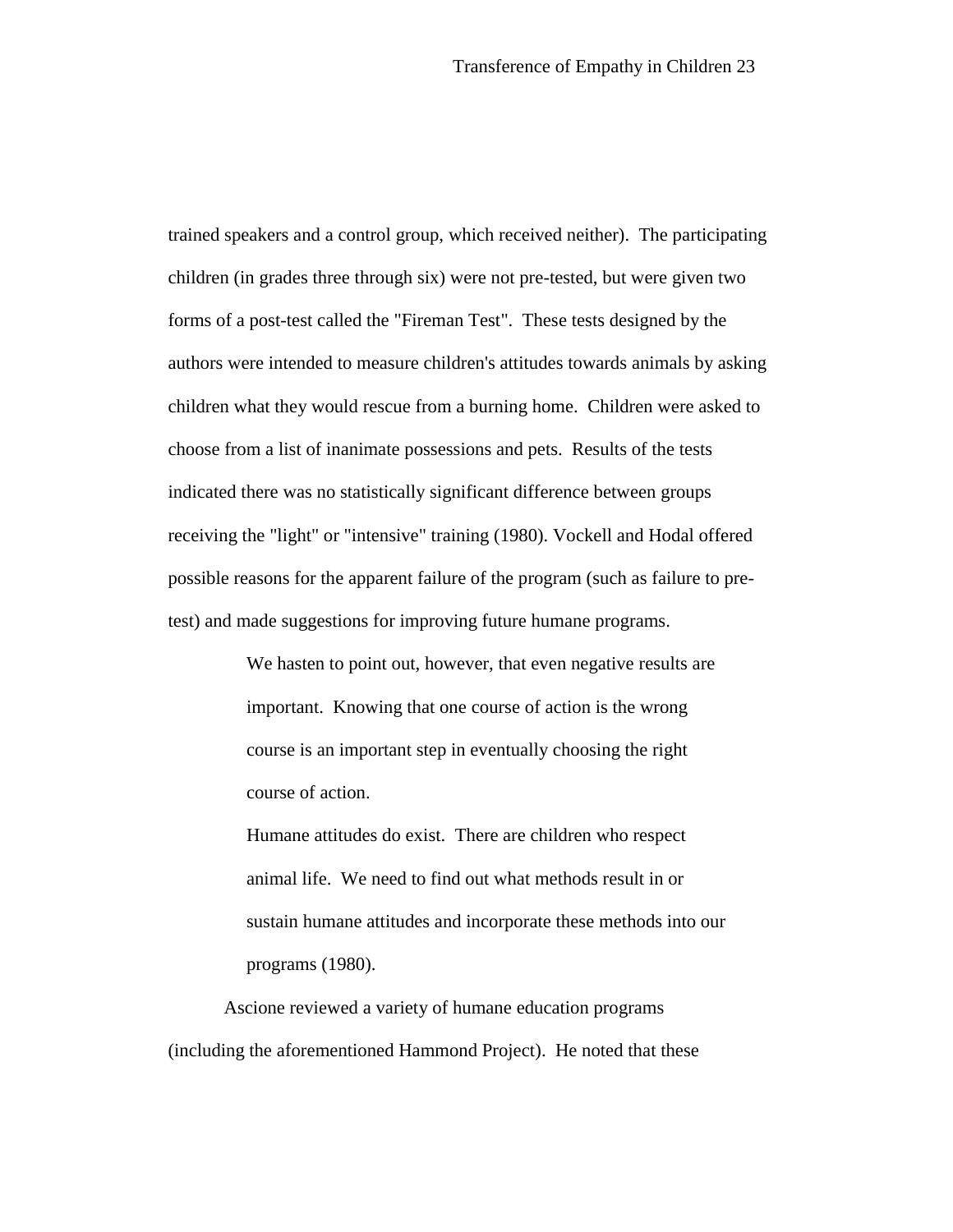trained speakers and a control group, which received neither). The participating children (in grades three through six) were not pre-tested, but were given two forms of a post-test called the "Fireman Test". These tests designed by the authors were intended to measure children's attitudes towards animals by asking children what they would rescue from a burning home. Children were asked to choose from a list of inanimate possessions and pets. Results of the tests indicated there was no statistically significant difference between groups receiving the "light" or "intensive" training (1980). Vockell and Hodal offered possible reasons for the apparent failure of the program (such as failure to pre-test) and made suggestions for improving future humane programs.

> We hasten to point out, however, that even negative results are important. Knowing that one course of action is the wrong course is an important step in eventually choosing the right course of action.
>
> Humane attitudes do exist. There are children who respect animal life. We need to find out what methods result in or sustain humane attitudes and incorporate these methods into our programs (1980).

Ascione reviewed a variety of humane education programs (including the aforementioned Hammond Project). He noted that these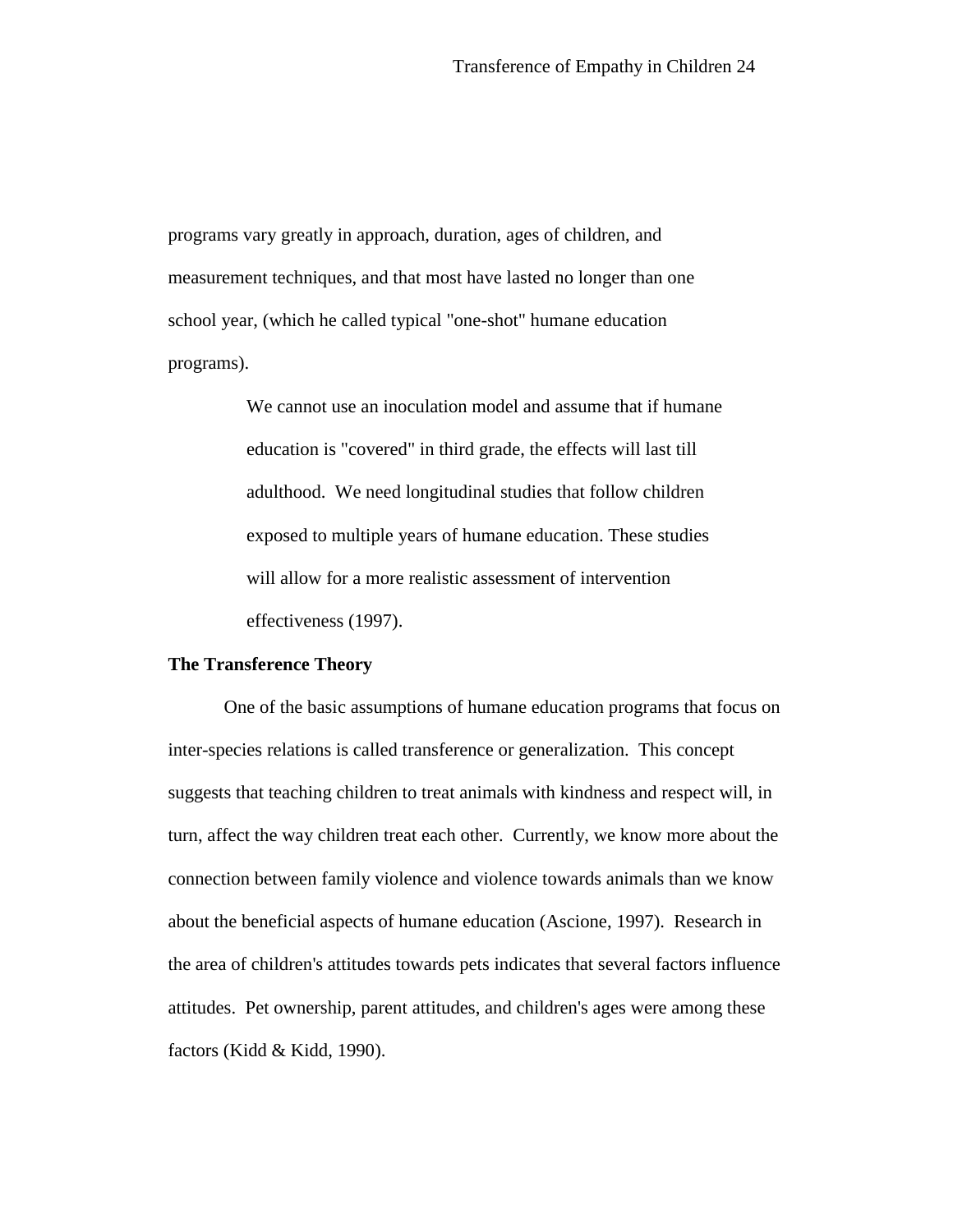programs vary greatly in approach, duration, ages of children, and measurement techniques, and that most have lasted no longer than one school year, (which he called typical "one-shot" humane education programs).

> We cannot use an inoculation model and assume that if humane education is "covered" in third grade, the effects will last till adulthood. We need longitudinal studies that follow children exposed to multiple years of humane education. These studies will allow for a more realistic assessment of intervention effectiveness (1997).

**The Transference Theory**

One of the basic assumptions of humane education programs that focus on inter-species relations is called transference or generalization. This concept suggests that teaching children to treat animals with kindness and respect will, in turn, affect the way children treat each other. Currently, we know more about the connection between family violence and violence towards animals than we know about the beneficial aspects of humane education (Ascione, 1997). Research in the area of children's attitudes towards pets indicates that several factors influence attitudes. Pet ownership, parent attitudes, and children's ages were among these factors (Kidd & Kidd, 1990).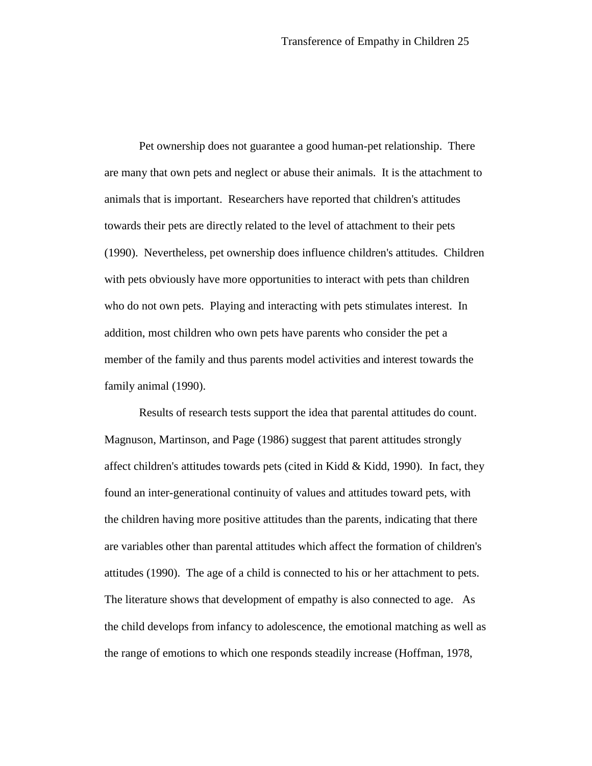Pet ownership does not guarantee a good human-pet relationship. There are many that own pets and neglect or abuse their animals. It is the attachment to animals that is important. Researchers have reported that children's attitudes towards their pets are directly related to the level of attachment to their pets (1990). Nevertheless, pet ownership does influence children's attitudes. Children with pets obviously have more opportunities to interact with pets than children who do not own pets. Playing and interacting with pets stimulates interest. In addition, most children who own pets have parents who consider the pet a member of the family and thus parents model activities and interest towards the family animal (1990).

Results of research tests support the idea that parental attitudes do count. Magnuson, Martinson, and Page (1986) suggest that parent attitudes strongly affect children's attitudes towards pets (cited in Kidd & Kidd, 1990). In fact, they found an inter-generational continuity of values and attitudes toward pets, with the children having more positive attitudes than the parents, indicating that there are variables other than parental attitudes which affect the formation of children's attitudes (1990). The age of a child is connected to his or her attachment to pets. The literature shows that development of empathy is also connected to age. As the child develops from infancy to adolescence, the emotional matching as well as the range of emotions to which one responds steadily increase (Hoffman, 1978,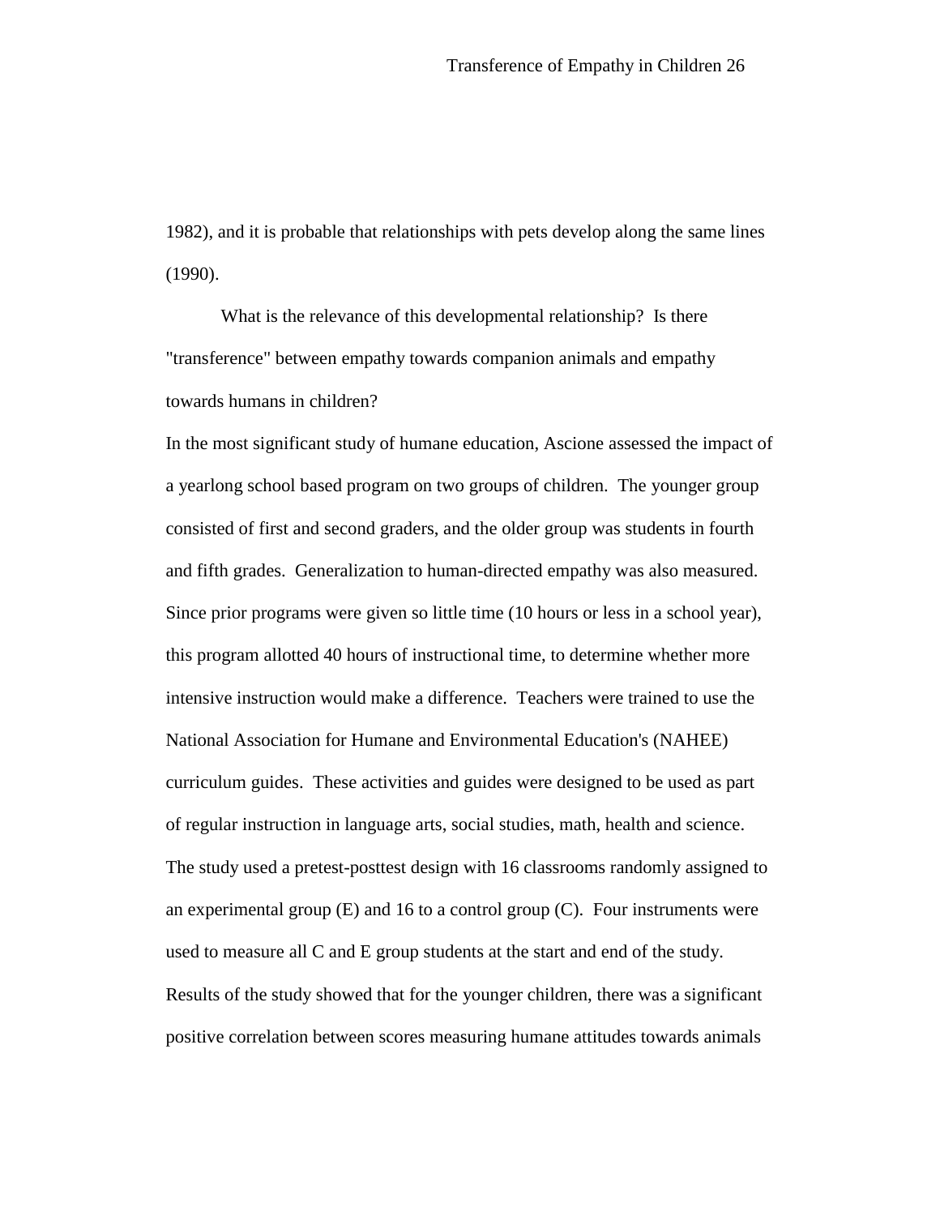1982), and it is probable that relationships with pets develop along the same lines (1990).

What is the relevance of this developmental relationship? Is there "transference" between empathy towards companion animals and empathy towards humans in children?

In the most significant study of humane education, Ascione assessed the impact of a yearlong school based program on two groups of children. The younger group consisted of first and second graders, and the older group was students in fourth and fifth grades. Generalization to human-directed empathy was also measured. Since prior programs were given so little time (10 hours or less in a school year), this program allotted 40 hours of instructional time, to determine whether more intensive instruction would make a difference. Teachers were trained to use the National Association for Humane and Environmental Education's (NAHEE) curriculum guides. These activities and guides were designed to be used as part of regular instruction in language arts, social studies, math, health and science. The study used a pretest-posttest design with 16 classrooms randomly assigned to an experimental group (E) and 16 to a control group (C). Four instruments were used to measure all C and E group students at the start and end of the study. Results of the study showed that for the younger children, there was a significant positive correlation between scores measuring humane attitudes towards animals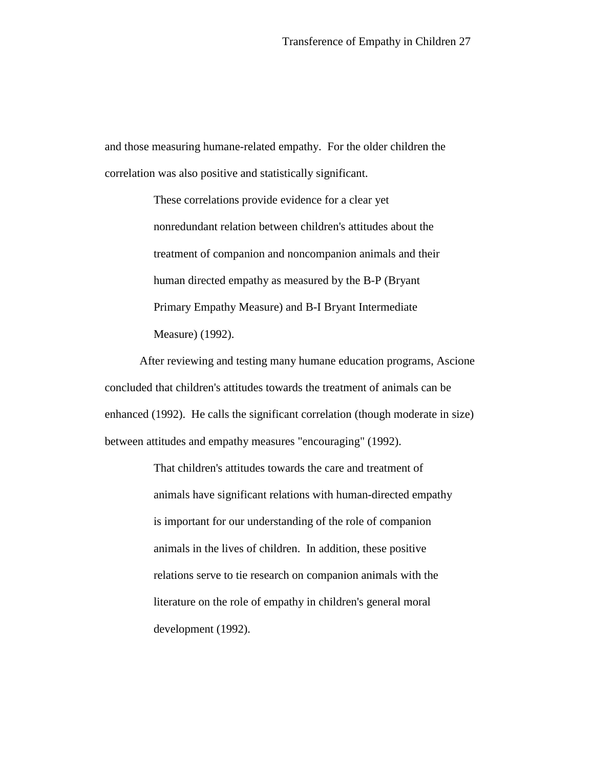and those measuring humane-related empathy.  For the older children the correlation was also positive and statistically significant.

> These correlations provide evidence for a clear yet nonredundant relation between children's attitudes about the treatment of companion and noncompanion animals and their human directed empathy as measured by the B-P (Bryant Primary Empathy Measure) and B-I Bryant Intermediate Measure) (1992).

After reviewing and testing many humane education programs, Ascione concluded that children's attitudes towards the treatment of animals can be enhanced (1992).  He calls the significant correlation (though moderate in size) between attitudes and empathy measures "encouraging" (1992).

> That children's attitudes towards the care and treatment of animals have significant relations with human-directed empathy is important for our understanding of the role of companion animals in the lives of children.  In addition, these positive relations serve to tie research on companion animals with the literature on the role of empathy in children's general moral development (1992).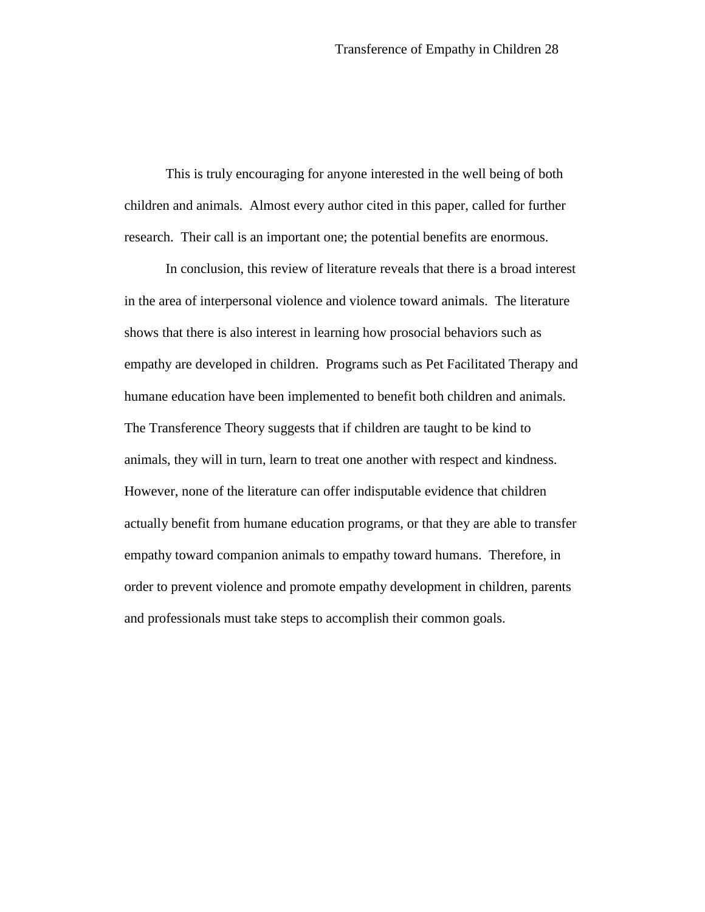This is truly encouraging for anyone interested in the well being of both children and animals. Almost every author cited in this paper, called for further research. Their call is an important one; the potential benefits are enormous.

In conclusion, this review of literature reveals that there is a broad interest in the area of interpersonal violence and violence toward animals. The literature shows that there is also interest in learning how prosocial behaviors such as empathy are developed in children. Programs such as Pet Facilitated Therapy and humane education have been implemented to benefit both children and animals. The Transference Theory suggests that if children are taught to be kind to animals, they will in turn, learn to treat one another with respect and kindness. However, none of the literature can offer indisputable evidence that children actually benefit from humane education programs, or that they are able to transfer empathy toward companion animals to empathy toward humans. Therefore, in order to prevent violence and promote empathy development in children, parents and professionals must take steps to accomplish their common goals.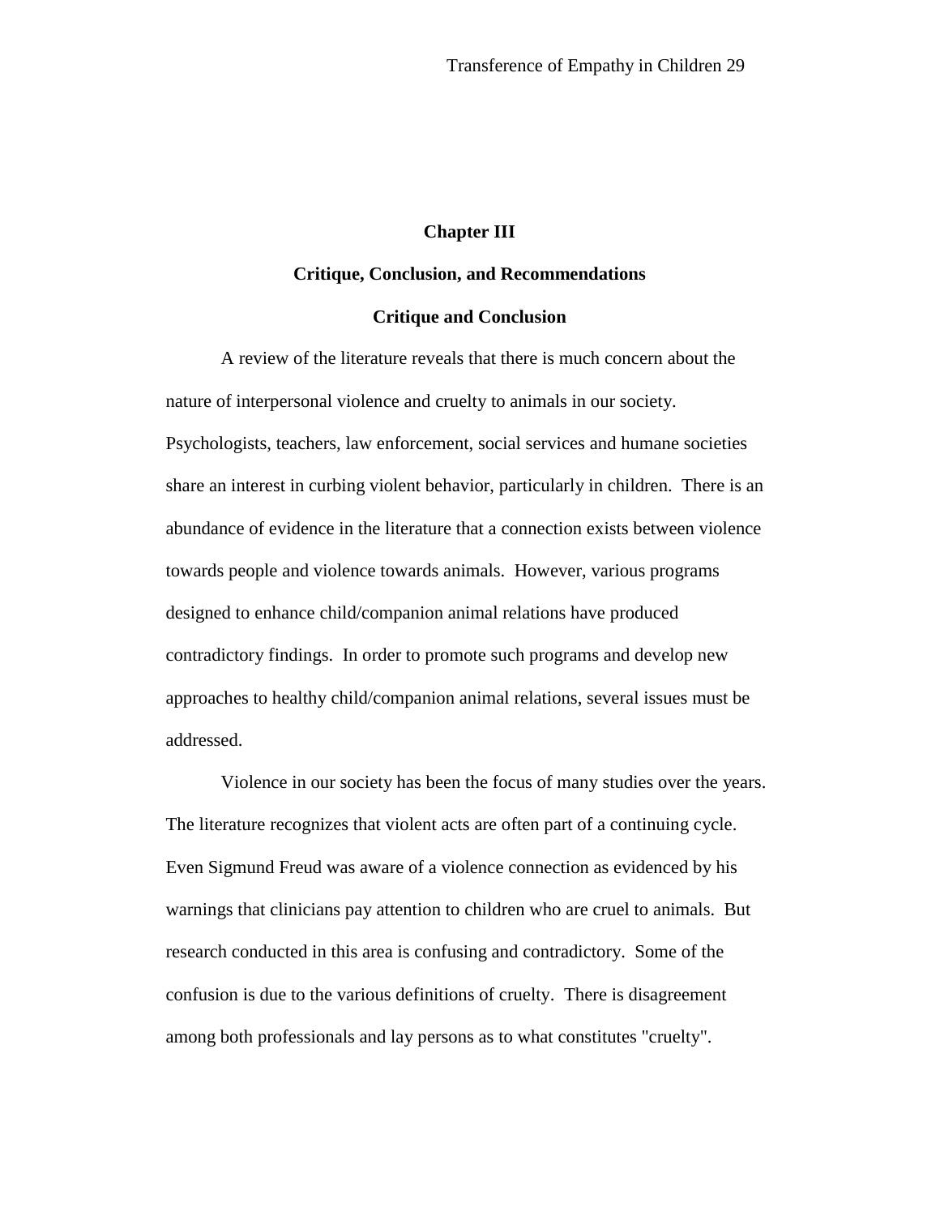# Chapter III

## Critique, Conclusion, and Recommendations

### Critique and Conclusion

A review of the literature reveals that there is much concern about the nature of interpersonal violence and cruelty to animals in our society. Psychologists, teachers, law enforcement, social services and humane societies share an interest in curbing violent behavior, particularly in children. There is an abundance of evidence in the literature that a connection exists between violence towards people and violence towards animals. However, various programs designed to enhance child/companion animal relations have produced contradictory findings. In order to promote such programs and develop new approaches to healthy child/companion animal relations, several issues must be addressed.

Violence in our society has been the focus of many studies over the years. The literature recognizes that violent acts are often part of a continuing cycle. Even Sigmund Freud was aware of a violence connection as evidenced by his warnings that clinicians pay attention to children who are cruel to animals. But research conducted in this area is confusing and contradictory. Some of the confusion is due to the various definitions of cruelty. There is disagreement among both professionals and lay persons as to what constitutes "cruelty".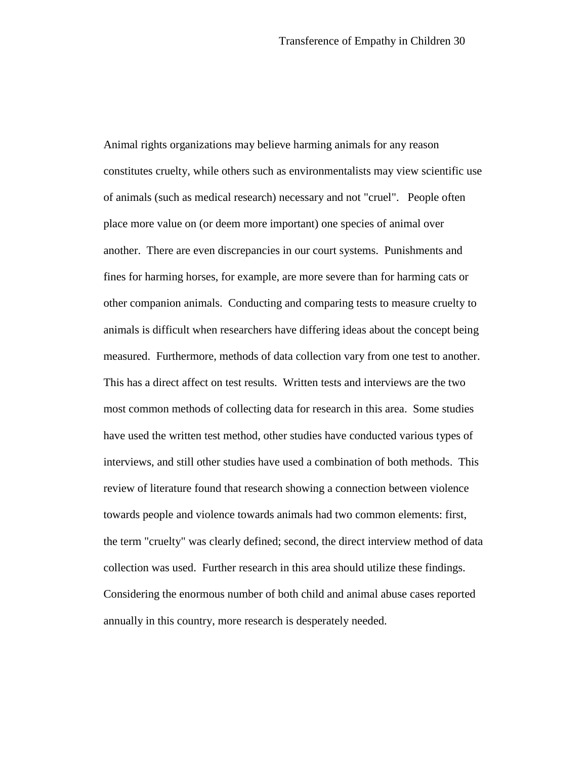Animal rights organizations may believe harming animals for any reason constitutes cruelty, while others such as environmentalists may view scientific use of animals (such as medical research) necessary and not "cruel". People often place more value on (or deem more important) one species of animal over another. There are even discrepancies in our court systems. Punishments and fines for harming horses, for example, are more severe than for harming cats or other companion animals. Conducting and comparing tests to measure cruelty to animals is difficult when researchers have differing ideas about the concept being measured. Furthermore, methods of data collection vary from one test to another. This has a direct affect on test results. Written tests and interviews are the two most common methods of collecting data for research in this area. Some studies have used the written test method, other studies have conducted various types of interviews, and still other studies have used a combination of both methods. This review of literature found that research showing a connection between violence towards people and violence towards animals had two common elements: first, the term "cruelty" was clearly defined; second, the direct interview method of data collection was used. Further research in this area should utilize these findings. Considering the enormous number of both child and animal abuse cases reported annually in this country, more research is desperately needed.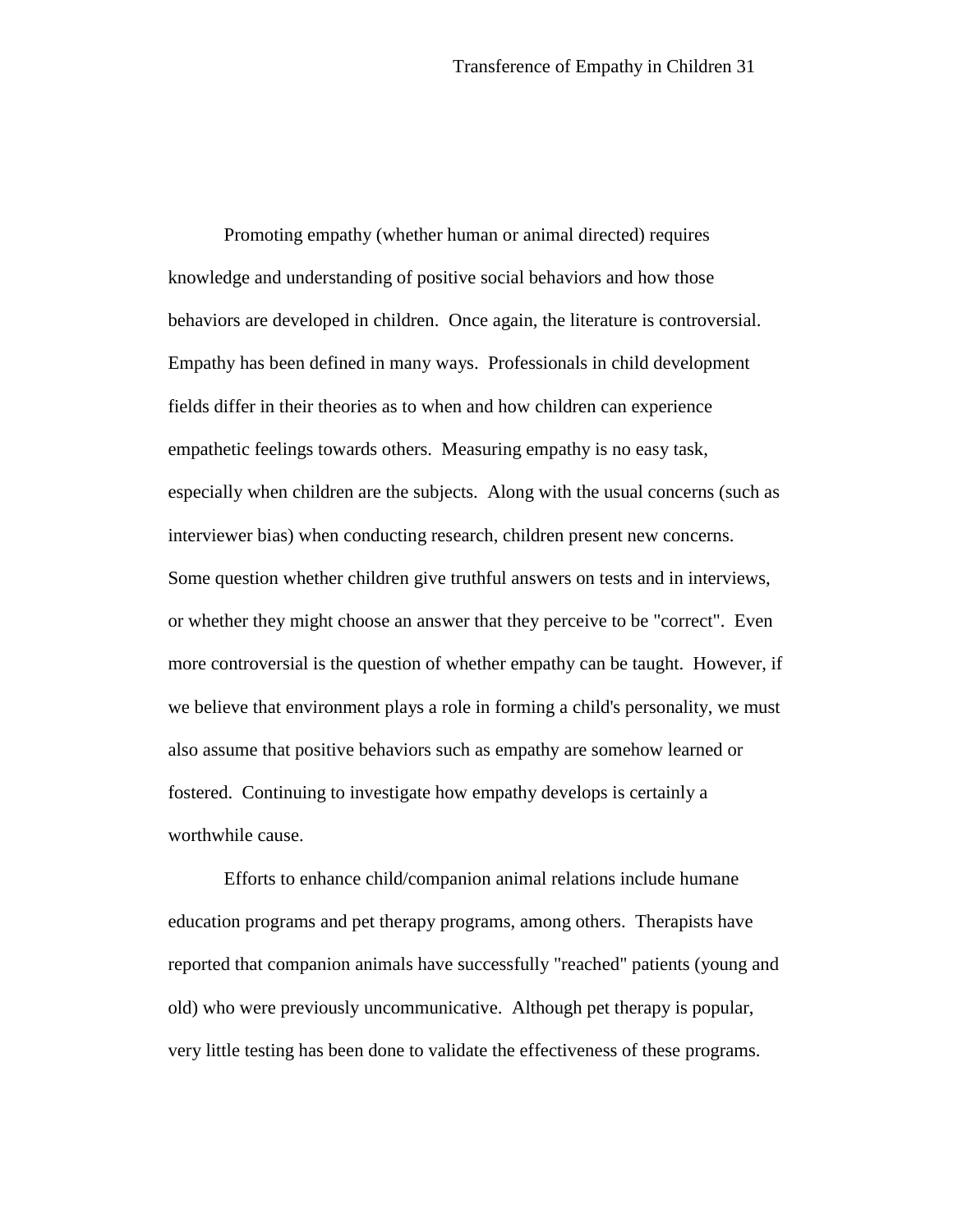Promoting empathy (whether human or animal directed) requires knowledge and understanding of positive social behaviors and how those behaviors are developed in children. Once again, the literature is controversial. Empathy has been defined in many ways. Professionals in child development fields differ in their theories as to when and how children can experience empathetic feelings towards others. Measuring empathy is no easy task, especially when children are the subjects. Along with the usual concerns (such as interviewer bias) when conducting research, children present new concerns. Some question whether children give truthful answers on tests and in interviews, or whether they might choose an answer that they perceive to be "correct". Even more controversial is the question of whether empathy can be taught. However, if we believe that environment plays a role in forming a child's personality, we must also assume that positive behaviors such as empathy are somehow learned or fostered. Continuing to investigate how empathy develops is certainly a worthwhile cause.

Efforts to enhance child/companion animal relations include humane education programs and pet therapy programs, among others. Therapists have reported that companion animals have successfully "reached" patients (young and old) who were previously uncommunicative. Although pet therapy is popular, very little testing has been done to validate the effectiveness of these programs.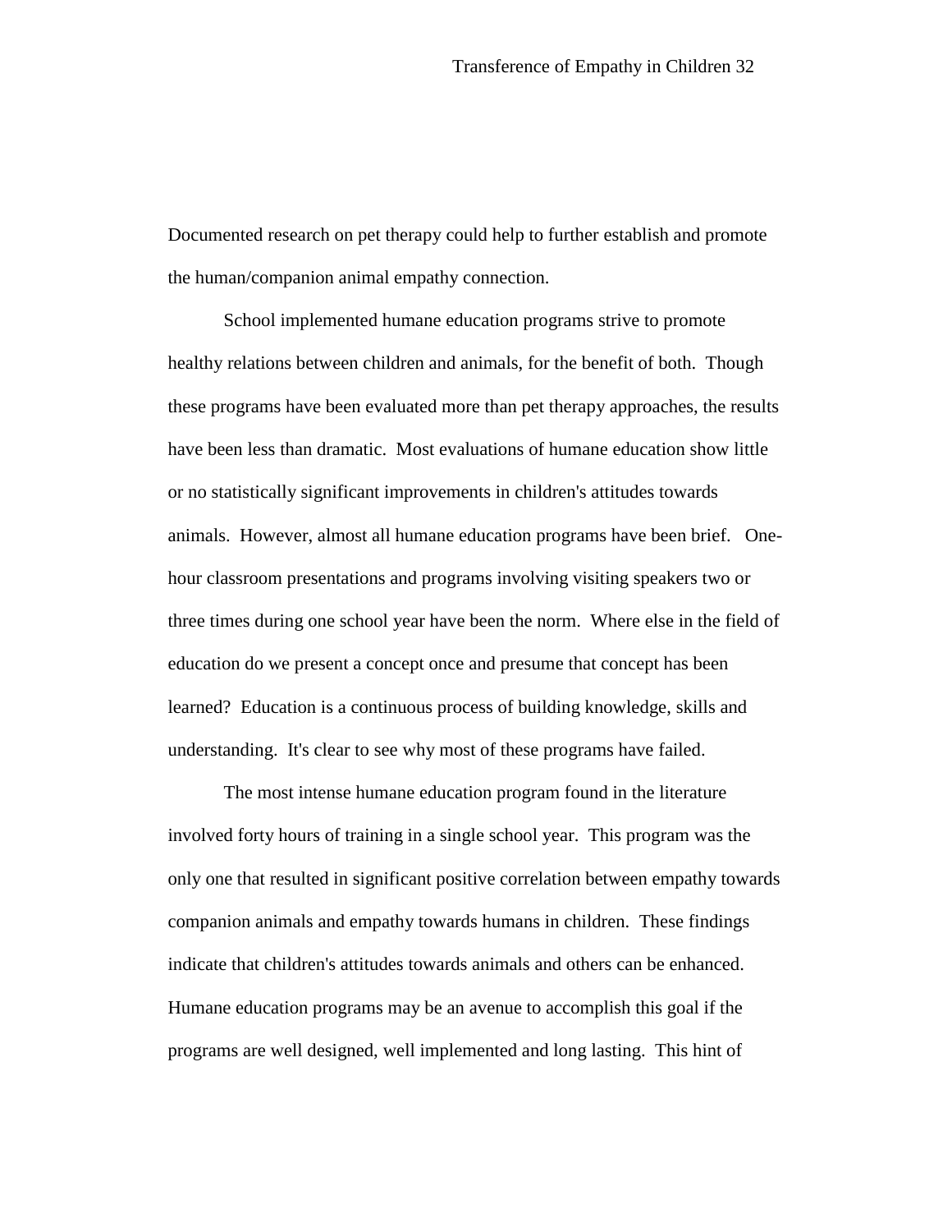Documented research on pet therapy could help to further establish and promote the human/companion animal empathy connection.

School implemented humane education programs strive to promote healthy relations between children and animals, for the benefit of both. Though these programs have been evaluated more than pet therapy approaches, the results have been less than dramatic. Most evaluations of humane education show little or no statistically significant improvements in children's attitudes towards animals. However, almost all humane education programs have been brief. One-hour classroom presentations and programs involving visiting speakers two or three times during one school year have been the norm. Where else in the field of education do we present a concept once and presume that concept has been learned? Education is a continuous process of building knowledge, skills and understanding. It's clear to see why most of these programs have failed.

The most intense humane education program found in the literature involved forty hours of training in a single school year. This program was the only one that resulted in significant positive correlation between empathy towards companion animals and empathy towards humans in children. These findings indicate that children's attitudes towards animals and others can be enhanced. Humane education programs may be an avenue to accomplish this goal if the programs are well designed, well implemented and long lasting. This hint of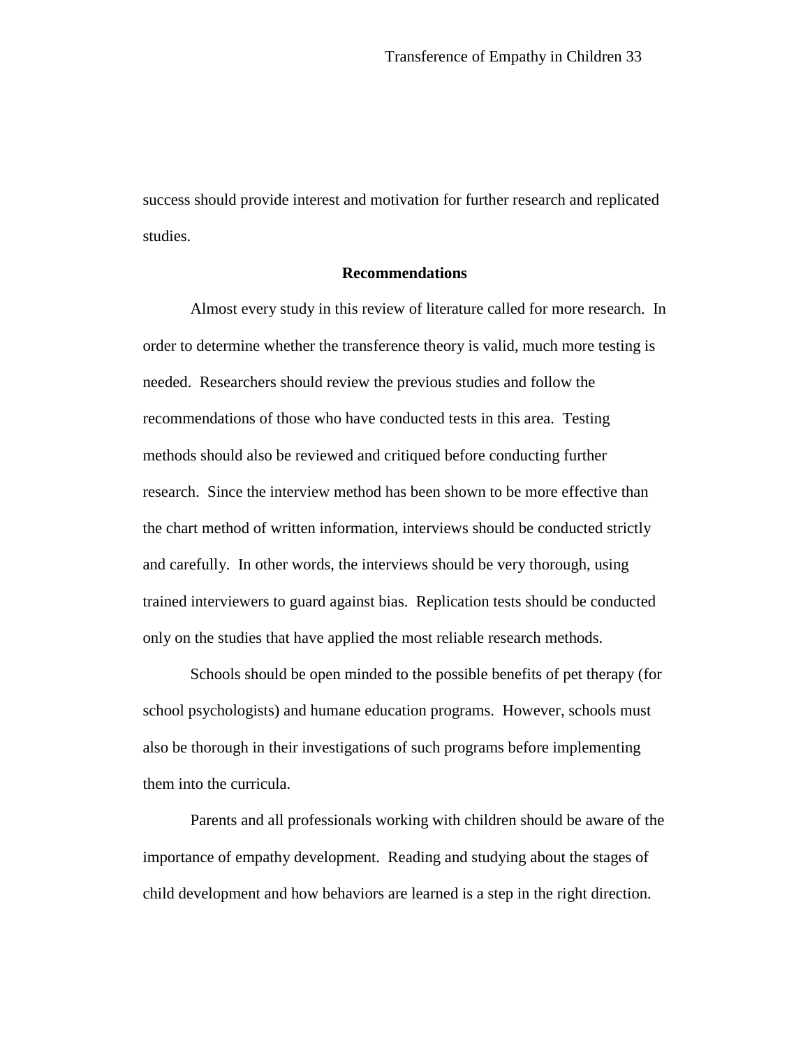success should provide interest and motivation for further research and replicated studies.

## Recommendations

Almost every study in this review of literature called for more research. In order to determine whether the transference theory is valid, much more testing is needed. Researchers should review the previous studies and follow the recommendations of those who have conducted tests in this area. Testing methods should also be reviewed and critiqued before conducting further research. Since the interview method has been shown to be more effective than the chart method of written information, interviews should be conducted strictly and carefully. In other words, the interviews should be very thorough, using trained interviewers to guard against bias. Replication tests should be conducted only on the studies that have applied the most reliable research methods.

Schools should be open minded to the possible benefits of pet therapy (for school psychologists) and humane education programs. However, schools must also be thorough in their investigations of such programs before implementing them into the curricula.

Parents and all professionals working with children should be aware of the importance of empathy development. Reading and studying about the stages of child development and how behaviors are learned is a step in the right direction.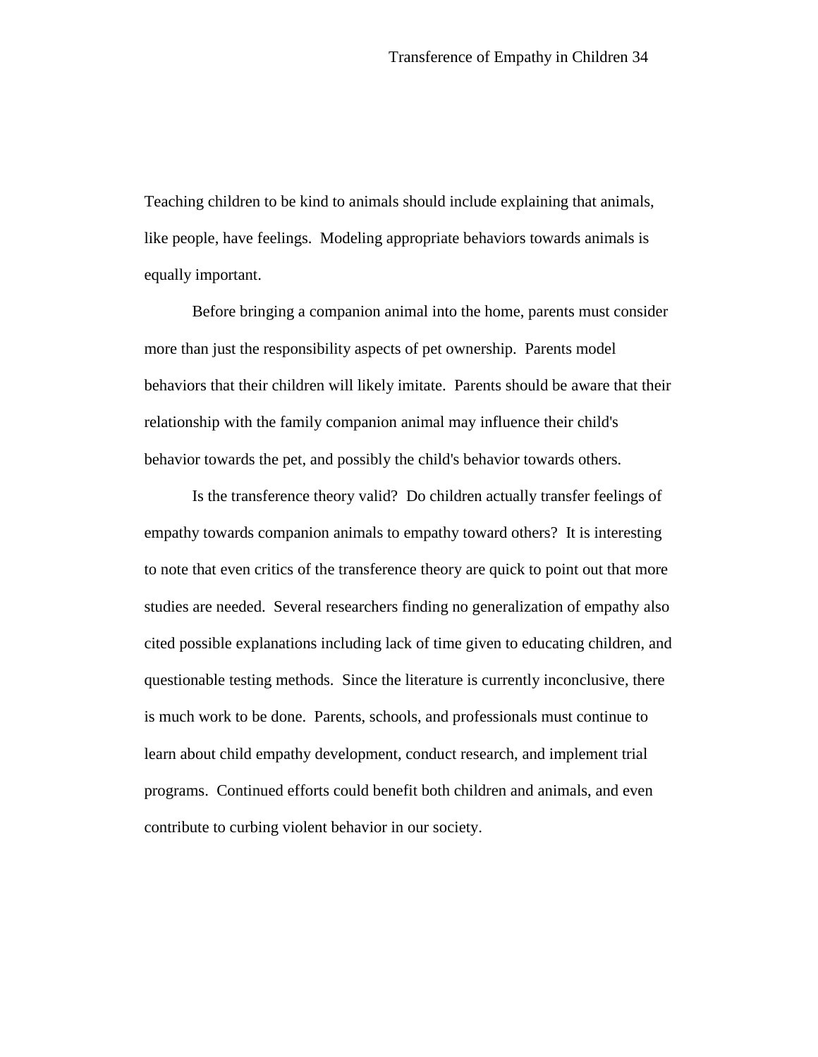Teaching children to be kind to animals should include explaining that animals, like people, have feelings.  Modeling appropriate behaviors towards animals is equally important.

Before bringing a companion animal into the home, parents must consider more than just the responsibility aspects of pet ownership.  Parents model behaviors that their children will likely imitate.  Parents should be aware that their relationship with the family companion animal may influence their child's behavior towards the pet, and possibly the child's behavior towards others.

Is the transference theory valid?  Do children actually transfer feelings of empathy towards companion animals to empathy toward others?  It is interesting to note that even critics of the transference theory are quick to point out that more studies are needed.  Several researchers finding no generalization of empathy also cited possible explanations including lack of time given to educating children, and questionable testing methods.  Since the literature is currently inconclusive, there is much work to be done.  Parents, schools, and professionals must continue to learn about child empathy development, conduct research, and implement trial programs.  Continued efforts could benefit both children and animals, and even contribute to curbing violent behavior in our society.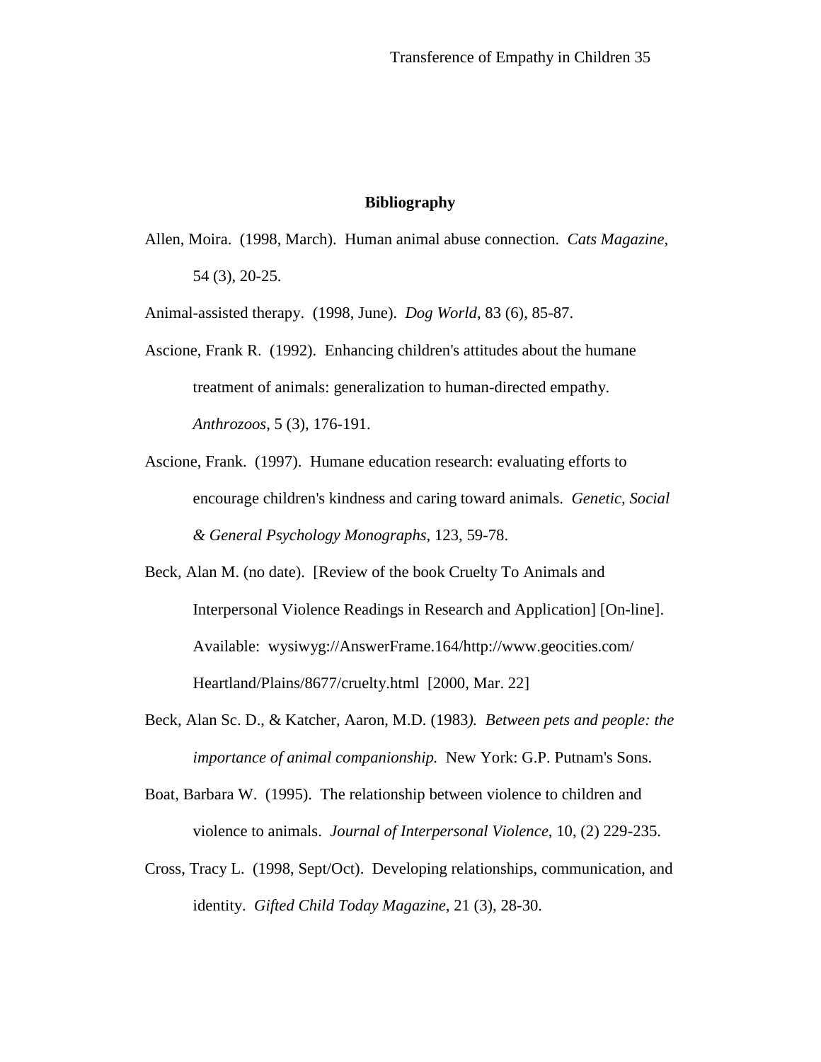**Bibliography**

Allen, Moira. (1998, March). Human animal abuse connection. *Cats Magazine*, 54 (3), 20-25.

Animal-assisted therapy. (1998, June). *Dog World*, 83 (6), 85-87.

Ascione, Frank R. (1992). Enhancing children's attitudes about the humane treatment of animals: generalization to human-directed empathy. *Anthrozoos*, 5 (3), 176-191.

Ascione, Frank. (1997). Humane education research: evaluating efforts to encourage children's kindness and caring toward animals. *Genetic, Social & General Psychology Monographs*, 123, 59-78.

Beck, Alan M. (no date). [Review of the book Cruelty To Animals and Interpersonal Violence Readings in Research and Application] [On-line]. Available: wysiwyg://AnswerFrame.164/http://www.geocities.com/Heartland/Plains/8677/cruelty.html [2000, Mar. 22]

Beck, Alan Sc. D., & Katcher, Aaron, M.D. (1983*). Between pets and people: the importance of animal companionship.* New York: G.P. Putnam's Sons.

Boat, Barbara W. (1995). The relationship between violence to children and violence to animals. *Journal of Interpersonal Violence*, 10, (2) 229-235.

Cross, Tracy L. (1998, Sept/Oct). Developing relationships, communication, and identity. *Gifted Child Today Magazine*, 21 (3), 28-30.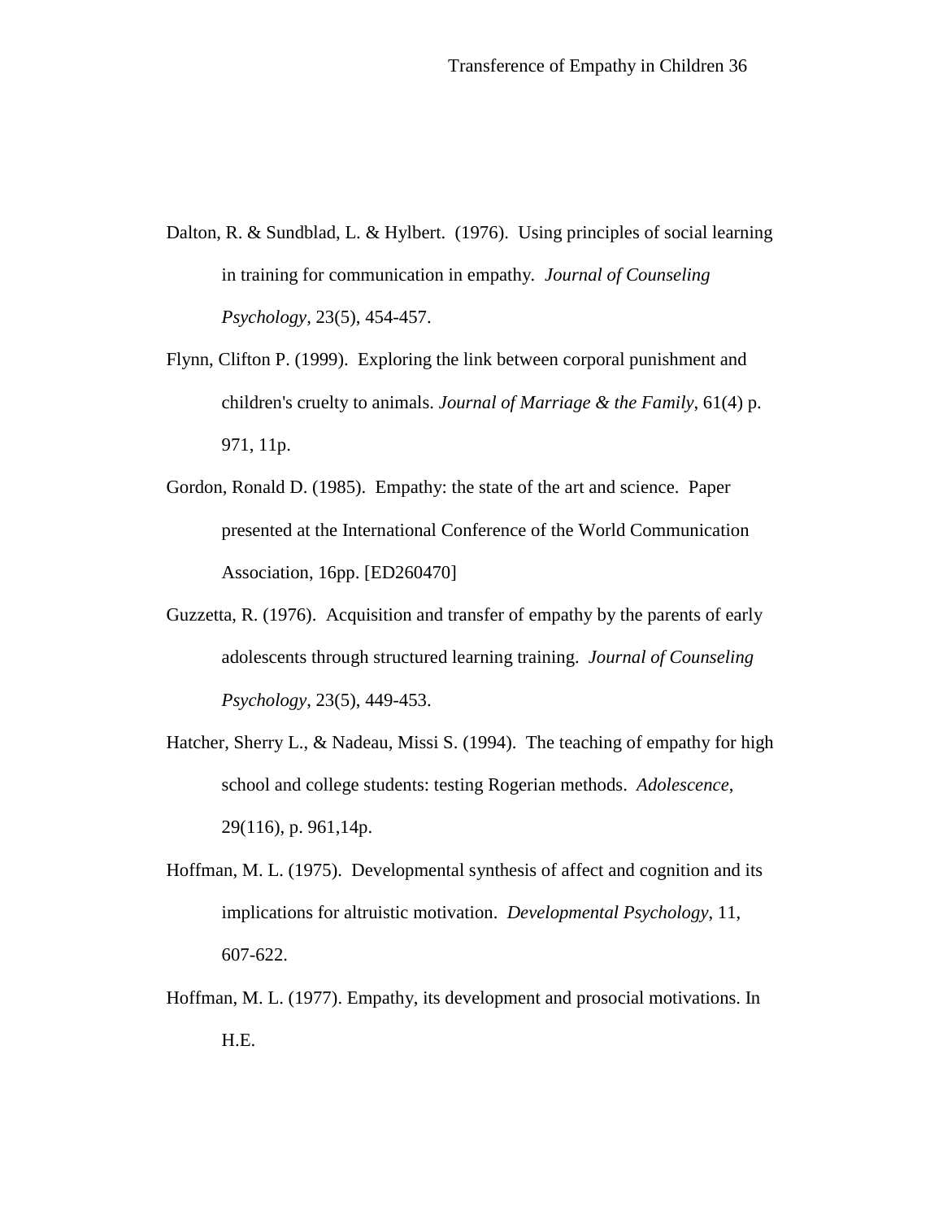Dalton, R. & Sundblad, L. & Hylbert. (1976). Using principles of social learning in training for communication in empathy. *Journal of Counseling Psychology*, 23(5), 454-457.

Flynn, Clifton P. (1999). Exploring the link between corporal punishment and children's cruelty to animals. *Journal of Marriage & the Family*, 61(4) p. 971, 11p.

Gordon, Ronald D. (1985). Empathy: the state of the art and science. Paper presented at the International Conference of the World Communication Association, 16pp. [ED260470]

Guzzetta, R. (1976). Acquisition and transfer of empathy by the parents of early adolescents through structured learning training. *Journal of Counseling Psychology*, 23(5), 449-453.

Hatcher, Sherry L., & Nadeau, Missi S. (1994). The teaching of empathy for high school and college students: testing Rogerian methods. *Adolescence*, 29(116), p. 961,14p.

Hoffman, M. L. (1975). Developmental synthesis of affect and cognition and its implications for altruistic motivation. *Developmental Psychology*, 11, 607-622.

Hoffman, M. L. (1977). Empathy, its development and prosocial motivations. In H.E.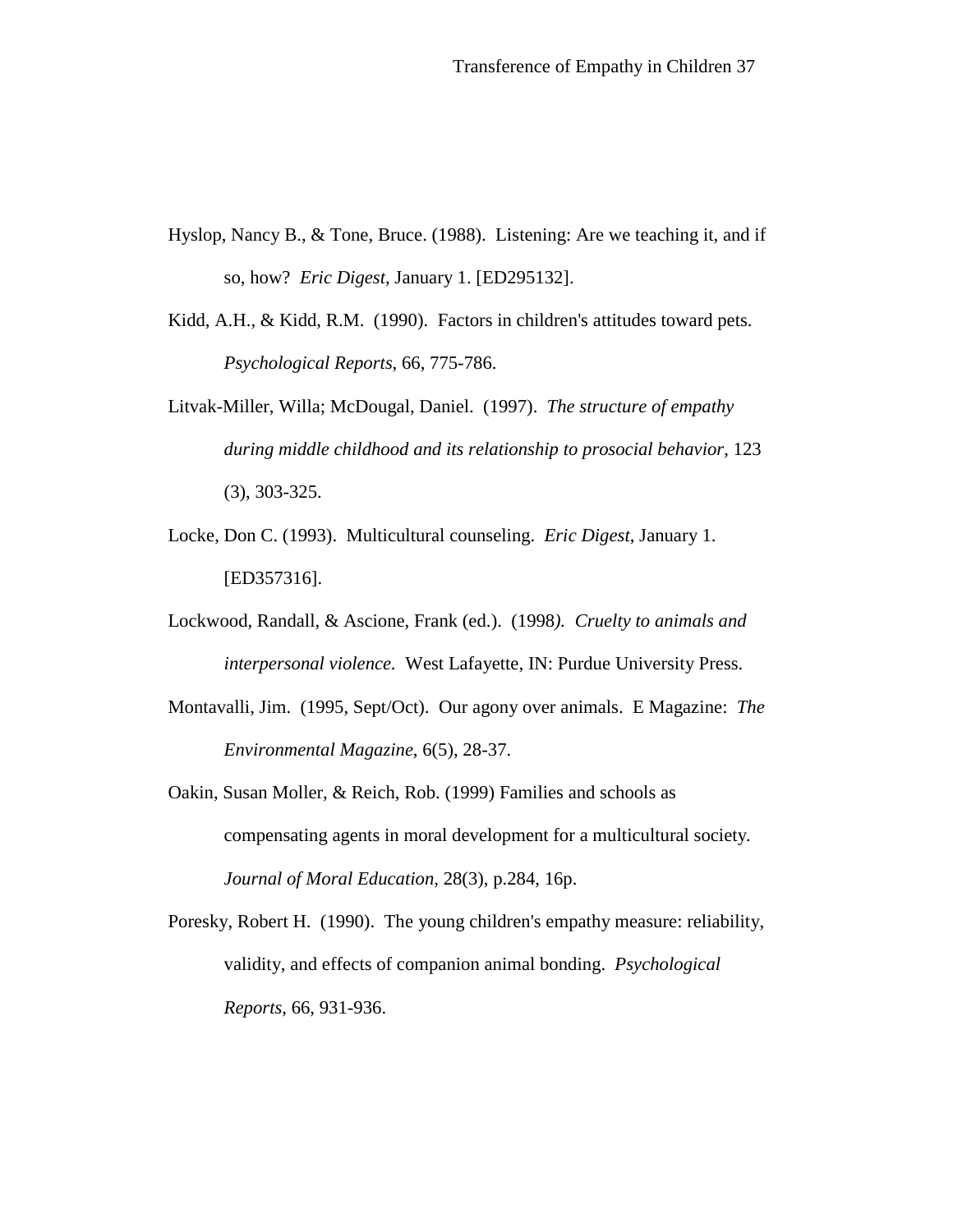Hyslop, Nancy B., & Tone, Bruce. (1988). Listening: Are we teaching it, and if so, how? *Eric Digest*, January 1. [ED295132].

Kidd, A.H., & Kidd, R.M. (1990). Factors in children's attitudes toward pets. *Psychological Reports*, 66, 775-786.

Litvak-Miller, Willa; McDougal, Daniel. (1997). *The structure of empathy during middle childhood and its relationship to prosocial behavior*, 123 (3), 303-325.

Locke, Don C. (1993). Multicultural counseling. *Eric Digest*, January 1. [ED357316].

Lockwood, Randall, & Ascione, Frank (ed.). (1998*)*. *Cruelty to animals and interpersonal violence.* West Lafayette, IN: Purdue University Press.

Montavalli, Jim. (1995, Sept/Oct). Our agony over animals. E Magazine: *The Environmental Magazine*, 6(5), 28-37.

Oakin, Susan Moller, & Reich, Rob. (1999) Families and schools as compensating agents in moral development for a multicultural society. *Journal of Moral Education*, 28(3), p.284, 16p.

Poresky, Robert H. (1990). The young children's empathy measure: reliability, validity, and effects of companion animal bonding. *Psychological Reports*, 66, 931-936.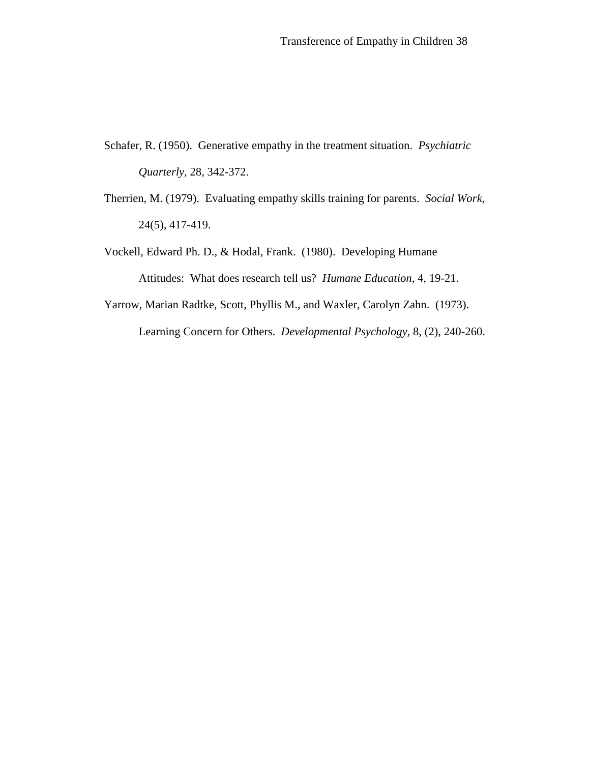Schafer, R. (1950). Generative empathy in the treatment situation. *Psychiatric Quarterly*, 28, 342-372.

Therrien, M. (1979). Evaluating empathy skills training for parents. *Social Work*, 24(5), 417-419.

Vockell, Edward Ph. D., & Hodal, Frank. (1980). Developing Humane Attitudes: What does research tell us? *Humane Education*, 4, 19-21.

Yarrow, Marian Radtke, Scott, Phyllis M., and Waxler, Carolyn Zahn. (1973). Learning Concern for Others. *Developmental Psychology*, 8, (2), 240-260.